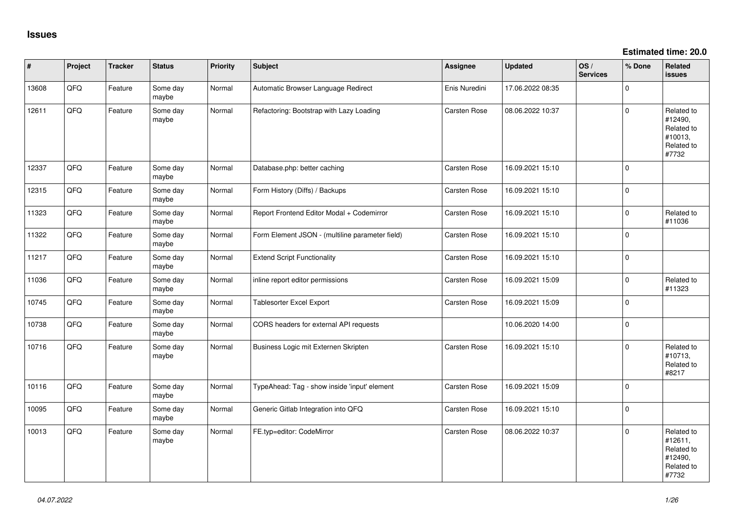# Issues

**Estimated time: 20.0**

| # | Project | Tracker | Status | Priority | Subject | Assignee | Updated | OS / Services | % Done | Related issues |
|---|---|---|---|---|---|---|---|---|---|---|
| 13608 | QFQ | Feature | Some day maybe | Normal | Automatic Browser Language Redirect | Enis Nuredini | 17.06.2022 08:35 | | 0 | |
| 12611 | QFQ | Feature | Some day maybe | Normal | Refactoring: Bootstrap with Lazy Loading | Carsten Rose | 08.06.2022 10:37 | | 0 | Related to #12490, Related to #10013, Related to #7732 |
| 12337 | QFQ | Feature | Some day maybe | Normal | Database.php: better caching | Carsten Rose | 16.09.2021 15:10 | | 0 | |
| 12315 | QFQ | Feature | Some day maybe | Normal | Form History (Diffs) / Backups | Carsten Rose | 16.09.2021 15:10 | | 0 | |
| 11323 | QFQ | Feature | Some day maybe | Normal | Report Frontend Editor Modal + Codemirror | Carsten Rose | 16.09.2021 15:10 | | 0 | Related to #11036 |
| 11322 | QFQ | Feature | Some day maybe | Normal | Form Element JSON - (multiline parameter field) | Carsten Rose | 16.09.2021 15:10 | | 0 | |
| 11217 | QFQ | Feature | Some day maybe | Normal | Extend Script Functionality | Carsten Rose | 16.09.2021 15:10 | | 0 | |
| 11036 | QFQ | Feature | Some day maybe | Normal | inline report editor permissions | Carsten Rose | 16.09.2021 15:09 | | 0 | Related to #11323 |
| 10745 | QFQ | Feature | Some day maybe | Normal | Tablesorter Excel Export | Carsten Rose | 16.09.2021 15:09 | | 0 | |
| 10738 | QFQ | Feature | Some day maybe | Normal | CORS headers for external API requests | | 10.06.2020 14:00 | | 0 | |
| 10716 | QFQ | Feature | Some day maybe | Normal | Business Logic mit Externen Skripten | Carsten Rose | 16.09.2021 15:10 | | 0 | Related to #10713, Related to #8217 |
| 10116 | QFQ | Feature | Some day maybe | Normal | TypeAhead: Tag - show inside 'input' element | Carsten Rose | 16.09.2021 15:09 | | 0 | |
| 10095 | QFQ | Feature | Some day maybe | Normal | Generic Gitlab Integration into QFQ | Carsten Rose | 16.09.2021 15:10 | | 0 | |
| 10013 | QFQ | Feature | Some day maybe | Normal | FE.typ=editor: CodeMirror | Carsten Rose | 08.06.2022 10:37 | | 0 | Related to #12611, Related to #12490, Related to #7732 |

*04.07.2022*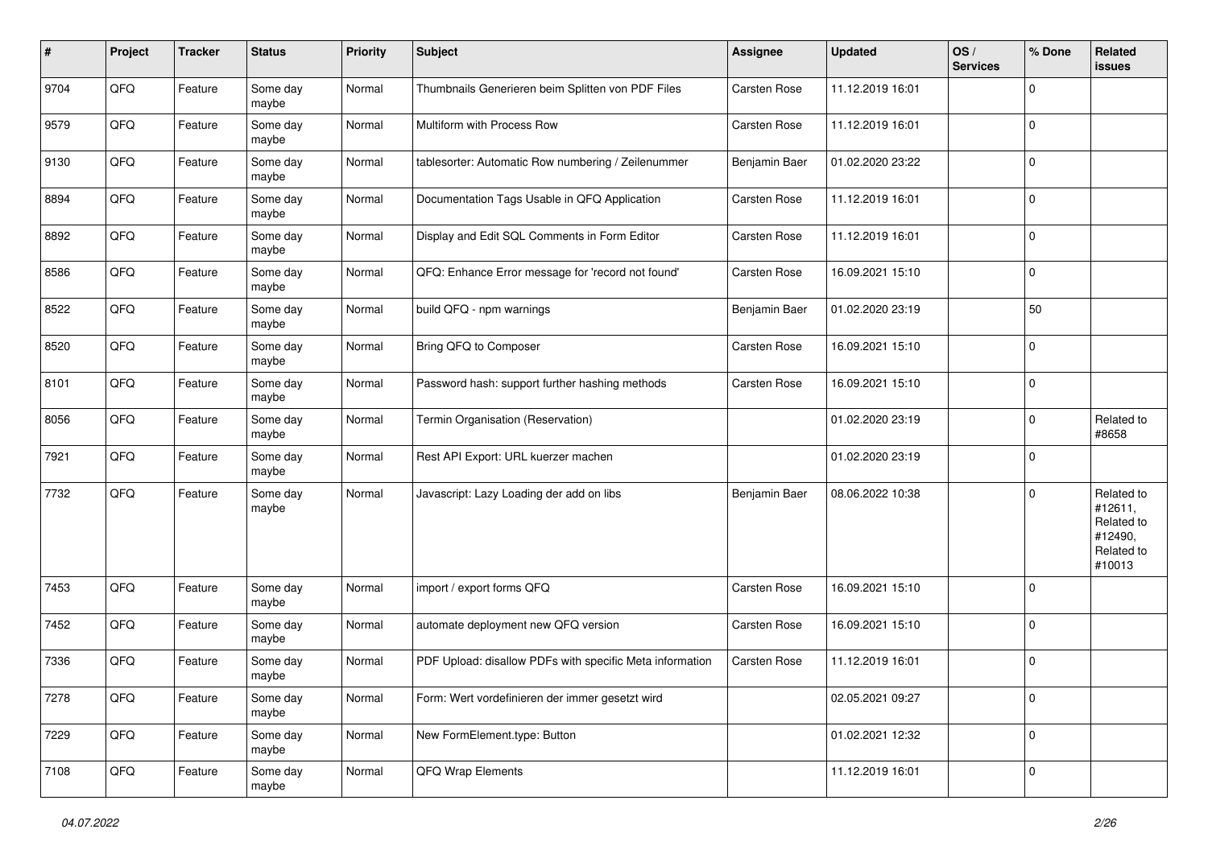| # | Project | Tracker | Status | Priority | Subject | Assignee | Updated | OS / Services | % Done | Related issues |
|---|---|---|---|---|---|---|---|---|---|---|
| 9704 | QFQ | Feature | Some day maybe | Normal | Thumbnails Generieren beim Splitten von PDF Files | Carsten Rose | 11.12.2019 16:01 | | 0 | |
| 9579 | QFQ | Feature | Some day maybe | Normal | Multiform with Process Row | Carsten Rose | 11.12.2019 16:01 | | 0 | |
| 9130 | QFQ | Feature | Some day maybe | Normal | tablesorter: Automatic Row numbering / Zeilenummer | Benjamin Baer | 01.02.2020 23:22 | | 0 | |
| 8894 | QFQ | Feature | Some day maybe | Normal | Documentation Tags Usable in QFQ Application | Carsten Rose | 11.12.2019 16:01 | | 0 | |
| 8892 | QFQ | Feature | Some day maybe | Normal | Display and Edit SQL Comments in Form Editor | Carsten Rose | 11.12.2019 16:01 | | 0 | |
| 8586 | QFQ | Feature | Some day maybe | Normal | QFQ: Enhance Error message for 'record not found' | Carsten Rose | 16.09.2021 15:10 | | 0 | |
| 8522 | QFQ | Feature | Some day maybe | Normal | build QFQ - npm warnings | Benjamin Baer | 01.02.2020 23:19 | | 50 | |
| 8520 | QFQ | Feature | Some day maybe | Normal | Bring QFQ to Composer | Carsten Rose | 16.09.2021 15:10 | | 0 | |
| 8101 | QFQ | Feature | Some day maybe | Normal | Password hash: support further hashing methods | Carsten Rose | 16.09.2021 15:10 | | 0 | |
| 8056 | QFQ | Feature | Some day maybe | Normal | Termin Organisation (Reservation) | | 01.02.2020 23:19 | | 0 | Related to #8658 |
| 7921 | QFQ | Feature | Some day maybe | Normal | Rest API Export: URL kuerzer machen | | 01.02.2020 23:19 | | 0 | |
| 7732 | QFQ | Feature | Some day maybe | Normal | Javascript: Lazy Loading der add on libs | Benjamin Baer | 08.06.2022 10:38 | | 0 | Related to #12611, Related to #12490, Related to #10013 |
| 7453 | QFQ | Feature | Some day maybe | Normal | import / export forms QFQ | Carsten Rose | 16.09.2021 15:10 | | 0 | |
| 7452 | QFQ | Feature | Some day maybe | Normal | automate deployment new QFQ version | Carsten Rose | 16.09.2021 15:10 | | 0 | |
| 7336 | QFQ | Feature | Some day maybe | Normal | PDF Upload: disallow PDFs with specific Meta information | Carsten Rose | 11.12.2019 16:01 | | 0 | |
| 7278 | QFQ | Feature | Some day maybe | Normal | Form: Wert vordefinieren der immer gesetzt wird | | 02.05.2021 09:27 | | 0 | |
| 7229 | QFQ | Feature | Some day maybe | Normal | New FormElement.type: Button | | 01.02.2021 12:32 | | 0 | |
| 7108 | QFQ | Feature | Some day maybe | Normal | QFQ Wrap Elements | | 11.12.2019 16:01 | | 0 | |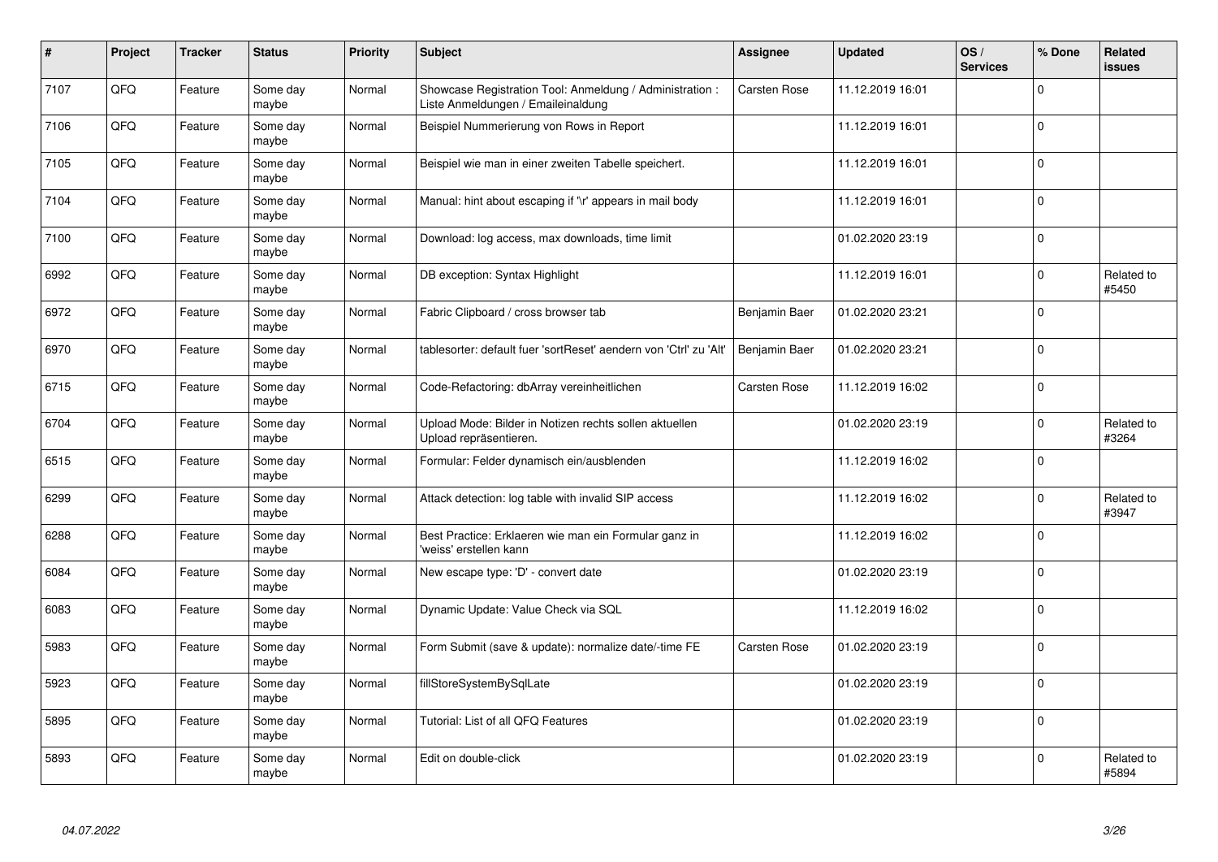| # | Project | Tracker | Status | Priority | Subject | Assignee | Updated | OS / Services | % Done | Related issues |
|---|---|---|---|---|---|---|---|---|---|---|
| 7107 | QFQ | Feature | Some day maybe | Normal | Showcase Registration Tool: Anmeldung / Administration : Liste Anmeldungen / Emaileinaldung | Carsten Rose | 11.12.2019 16:01 | | 0 | |
| 7106 | QFQ | Feature | Some day maybe | Normal | Beispiel Nummerierung von Rows in Report | | 11.12.2019 16:01 | | 0 | |
| 7105 | QFQ | Feature | Some day maybe | Normal | Beispiel wie man in einer zweiten Tabelle speichert. | | 11.12.2019 16:01 | | 0 | |
| 7104 | QFQ | Feature | Some day maybe | Normal | Manual: hint about escaping if '\r' appears in mail body | | 11.12.2019 16:01 | | 0 | |
| 7100 | QFQ | Feature | Some day maybe | Normal | Download: log access, max downloads, time limit | | 01.02.2020 23:19 | | 0 | |
| 6992 | QFQ | Feature | Some day maybe | Normal | DB exception: Syntax Highlight | | 11.12.2019 16:01 | | 0 | Related to #5450 |
| 6972 | QFQ | Feature | Some day maybe | Normal | Fabric Clipboard / cross browser tab | Benjamin Baer | 01.02.2020 23:21 | | 0 | |
| 6970 | QFQ | Feature | Some day maybe | Normal | tablesorter: default fuer 'sortReset' aendern von 'Ctrl' zu 'Alt' | Benjamin Baer | 01.02.2020 23:21 | | 0 | |
| 6715 | QFQ | Feature | Some day maybe | Normal | Code-Refactoring: dbArray vereinheitlichen | Carsten Rose | 11.12.2019 16:02 | | 0 | |
| 6704 | QFQ | Feature | Some day maybe | Normal | Upload Mode: Bilder in Notizen rechts sollen aktuellen Upload repräsentieren. | | 01.02.2020 23:19 | | 0 | Related to #3264 |
| 6515 | QFQ | Feature | Some day maybe | Normal | Formular: Felder dynamisch ein/ausblenden | | 11.12.2019 16:02 | | 0 | |
| 6299 | QFQ | Feature | Some day maybe | Normal | Attack detection: log table with invalid SIP access | | 11.12.2019 16:02 | | 0 | Related to #3947 |
| 6288 | QFQ | Feature | Some day maybe | Normal | Best Practice: Erklaeren wie man ein Formular ganz in 'weiss' erstellen kann | | 11.12.2019 16:02 | | 0 | |
| 6084 | QFQ | Feature | Some day maybe | Normal | New escape type: 'D' - convert date | | 01.02.2020 23:19 | | 0 | |
| 6083 | QFQ | Feature | Some day maybe | Normal | Dynamic Update: Value Check via SQL | | 11.12.2019 16:02 | | 0 | |
| 5983 | QFQ | Feature | Some day maybe | Normal | Form Submit (save & update): normalize date/-time FE | Carsten Rose | 01.02.2020 23:19 | | 0 | |
| 5923 | QFQ | Feature | Some day maybe | Normal | fillStoreSystemBySqlLate | | 01.02.2020 23:19 | | 0 | |
| 5895 | QFQ | Feature | Some day maybe | Normal | Tutorial: List of all QFQ Features | | 01.02.2020 23:19 | | 0 | |
| 5893 | QFQ | Feature | Some day maybe | Normal | Edit on double-click | | 01.02.2020 23:19 | | 0 | Related to #5894 |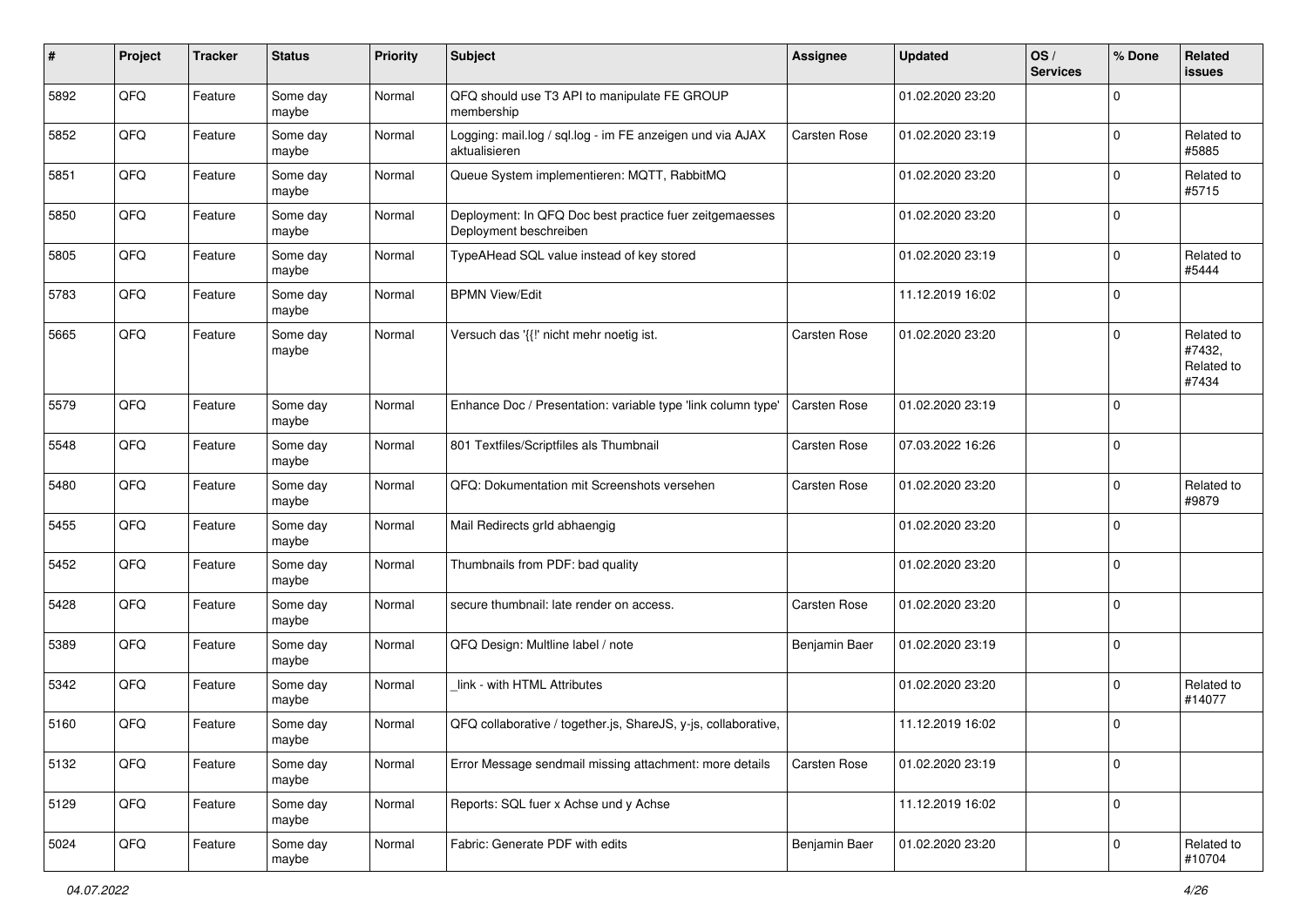| # | Project | Tracker | Status | Priority | Subject | Assignee | Updated | OS / Services | % Done | Related issues |
|---|---|---|---|---|---|---|---|---|---|---|
| 5892 | QFQ | Feature | Some day maybe | Normal | QFQ should use T3 API to manipulate FE GROUP membership | | 01.02.2020 23:20 | | 0 | |
| 5852 | QFQ | Feature | Some day maybe | Normal | Logging: mail.log / sql.log - im FE anzeigen und via AJAX aktualisieren | Carsten Rose | 01.02.2020 23:19 | | 0 | Related to #5885 |
| 5851 | QFQ | Feature | Some day maybe | Normal | Queue System implementieren: MQTT, RabbitMQ | | 01.02.2020 23:20 | | 0 | Related to #5715 |
| 5850 | QFQ | Feature | Some day maybe | Normal | Deployment: In QFQ Doc best practice fuer zeitgemaesses Deployment beschreiben | | 01.02.2020 23:20 | | 0 | |
| 5805 | QFQ | Feature | Some day maybe | Normal | TypeAHead SQL value instead of key stored | | 01.02.2020 23:19 | | 0 | Related to #5444 |
| 5783 | QFQ | Feature | Some day maybe | Normal | BPMN View/Edit | | 11.12.2019 16:02 | | 0 | |
| 5665 | QFQ | Feature | Some day maybe | Normal | Versuch das '{{!' nicht mehr noetig ist. | Carsten Rose | 01.02.2020 23:20 | | 0 | Related to #7432, Related to #7434 |
| 5579 | QFQ | Feature | Some day maybe | Normal | Enhance Doc / Presentation: variable type 'link column type' | Carsten Rose | 01.02.2020 23:19 | | 0 | |
| 5548 | QFQ | Feature | Some day maybe | Normal | 801 Textfiles/Scriptfiles als Thumbnail | Carsten Rose | 07.03.2022 16:26 | | 0 | |
| 5480 | QFQ | Feature | Some day maybe | Normal | QFQ: Dokumentation mit Screenshots versehen | Carsten Rose | 01.02.2020 23:20 | | 0 | Related to #9879 |
| 5455 | QFQ | Feature | Some day maybe | Normal | Mail Redirects grId abhaengig | | 01.02.2020 23:20 | | 0 | |
| 5452 | QFQ | Feature | Some day maybe | Normal | Thumbnails from PDF: bad quality | | 01.02.2020 23:20 | | 0 | |
| 5428 | QFQ | Feature | Some day maybe | Normal | secure thumbnail: late render on access. | Carsten Rose | 01.02.2020 23:20 | | 0 | |
| 5389 | QFQ | Feature | Some day maybe | Normal | QFQ Design: Multline label / note | Benjamin Baer | 01.02.2020 23:19 | | 0 | |
| 5342 | QFQ | Feature | Some day maybe | Normal | _link - with HTML Attributes | | 01.02.2020 23:20 | | 0 | Related to #14077 |
| 5160 | QFQ | Feature | Some day maybe | Normal | QFQ collaborative / together.js, ShareJS, y-js, collaborative, | | 11.12.2019 16:02 | | 0 | |
| 5132 | QFQ | Feature | Some day maybe | Normal | Error Message sendmail missing attachment: more details | Carsten Rose | 01.02.2020 23:19 | | 0 | |
| 5129 | QFQ | Feature | Some day maybe | Normal | Reports: SQL fuer x Achse und y Achse | | 11.12.2019 16:02 | | 0 | |
| 5024 | QFQ | Feature | Some day maybe | Normal | Fabric: Generate PDF with edits | Benjamin Baer | 01.02.2020 23:20 | | 0 | Related to #10704 |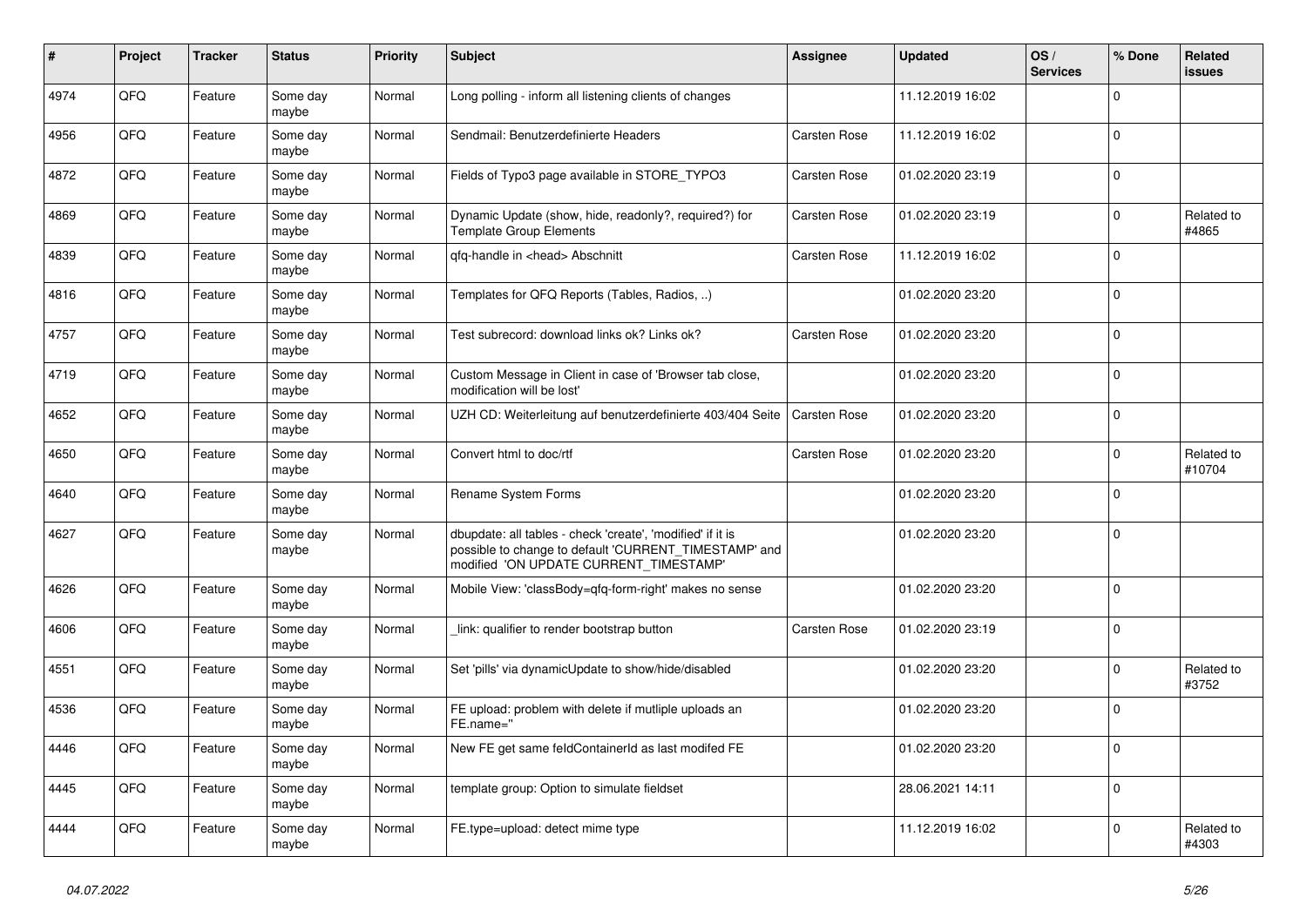| # | Project | Tracker | Status | Priority | Subject | Assignee | Updated | OS / Services | % Done | Related issues |
|---|---|---|---|---|---|---|---|---|---|---|
| 4974 | QFQ | Feature | Some day maybe | Normal | Long polling - inform all listening clients of changes | | 11.12.2019 16:02 | | 0 | |
| 4956 | QFQ | Feature | Some day maybe | Normal | Sendmail: Benutzerdefinierte Headers | Carsten Rose | 11.12.2019 16:02 | | 0 | |
| 4872 | QFQ | Feature | Some day maybe | Normal | Fields of Typo3 page available in STORE_TYPO3 | Carsten Rose | 01.02.2020 23:19 | | 0 | |
| 4869 | QFQ | Feature | Some day maybe | Normal | Dynamic Update (show, hide, readonly?, required?) for Template Group Elements | Carsten Rose | 01.02.2020 23:19 | | 0 | Related to #4865 |
| 4839 | QFQ | Feature | Some day maybe | Normal | qfq-handle in <head> Abschnitt | Carsten Rose | 11.12.2019 16:02 | | 0 | |
| 4816 | QFQ | Feature | Some day maybe | Normal | Templates for QFQ Reports (Tables, Radios, ..) | | 01.02.2020 23:20 | | 0 | |
| 4757 | QFQ | Feature | Some day maybe | Normal | Test subrecord: download links ok? Links ok? | Carsten Rose | 01.02.2020 23:20 | | 0 | |
| 4719 | QFQ | Feature | Some day maybe | Normal | Custom Message in Client in case of 'Browser tab close, modification will be lost' | | 01.02.2020 23:20 | | 0 | |
| 4652 | QFQ | Feature | Some day maybe | Normal | UZH CD: Weiterleitung auf benutzerdefinierte 403/404 Seite | Carsten Rose | 01.02.2020 23:20 | | 0 | |
| 4650 | QFQ | Feature | Some day maybe | Normal | Convert html to doc/rtf | Carsten Rose | 01.02.2020 23:20 | | 0 | Related to #10704 |
| 4640 | QFQ | Feature | Some day maybe | Normal | Rename System Forms | | 01.02.2020 23:20 | | 0 | |
| 4627 | QFQ | Feature | Some day maybe | Normal | dbupdate: all tables - check 'create', 'modified' if it is possible to change to default 'CURRENT_TIMESTAMP' and modified 'ON UPDATE CURRENT_TIMESTAMP' | | 01.02.2020 23:20 | | 0 | |
| 4626 | QFQ | Feature | Some day maybe | Normal | Mobile View: 'classBody=qfq-form-right' makes no sense | | 01.02.2020 23:20 | | 0 | |
| 4606 | QFQ | Feature | Some day maybe | Normal | _link: qualifier to render bootstrap button | Carsten Rose | 01.02.2020 23:19 | | 0 | |
| 4551 | QFQ | Feature | Some day maybe | Normal | Set 'pills' via dynamicUpdate to show/hide/disabled | | 01.02.2020 23:20 | | 0 | Related to #3752 |
| 4536 | QFQ | Feature | Some day maybe | Normal | FE upload: problem with delete if mutliple uploads an FE.name=" | | 01.02.2020 23:20 | | 0 | |
| 4446 | QFQ | Feature | Some day maybe | Normal | New FE get same feldContainerId as last modifed FE | | 01.02.2020 23:20 | | 0 | |
| 4445 | QFQ | Feature | Some day maybe | Normal | template group: Option to simulate fieldset | | 28.06.2021 14:11 | | 0 | |
| 4444 | QFQ | Feature | Some day maybe | Normal | FE.type=upload: detect mime type | | 11.12.2019 16:02 | | 0 | Related to #4303 |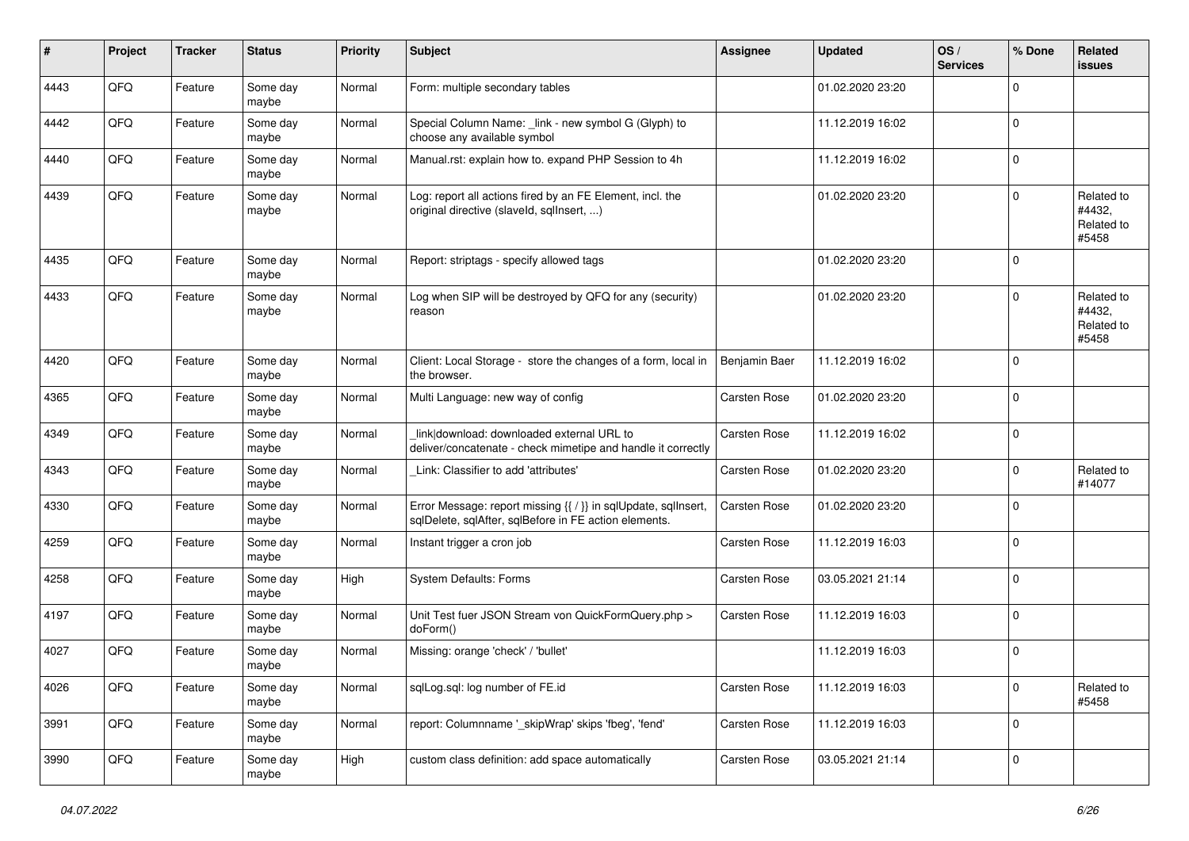| # | Project | Tracker | Status | Priority | Subject | Assignee | Updated | OS / Services | % Done | Related issues |
|---|---|---|---|---|---|---|---|---|---|---|
| 4443 | QFQ | Feature | Some day maybe | Normal | Form: multiple secondary tables | | 01.02.2020 23:20 | | 0 | |
| 4442 | QFQ | Feature | Some day maybe | Normal | Special Column Name: _link - new symbol G (Glyph) to choose any available symbol | | 11.12.2019 16:02 | | 0 | |
| 4440 | QFQ | Feature | Some day maybe | Normal | Manual.rst: explain how to. expand PHP Session to 4h | | 11.12.2019 16:02 | | 0 | |
| 4439 | QFQ | Feature | Some day maybe | Normal | Log: report all actions fired by an FE Element, incl. the original directive (slaveId, sqlInsert, ...) | | 01.02.2020 23:20 | | 0 | Related to #4432, Related to #5458 |
| 4435 | QFQ | Feature | Some day maybe | Normal | Report: striptags - specify allowed tags | | 01.02.2020 23:20 | | 0 | |
| 4433 | QFQ | Feature | Some day maybe | Normal | Log when SIP will be destroyed by QFQ for any (security) reason | | 01.02.2020 23:20 | | 0 | Related to #4432, Related to #5458 |
| 4420 | QFQ | Feature | Some day maybe | Normal | Client: Local Storage - store the changes of a form, local in the browser. | Benjamin Baer | 11.12.2019 16:02 | | 0 | |
| 4365 | QFQ | Feature | Some day maybe | Normal | Multi Language: new way of config | Carsten Rose | 01.02.2020 23:20 | | 0 | |
| 4349 | QFQ | Feature | Some day maybe | Normal | _link\|download: downloaded external URL to deliver/concatenate - check mimetipe and handle it correctly | Carsten Rose | 11.12.2019 16:02 | | 0 | |
| 4343 | QFQ | Feature | Some day maybe | Normal | _Link: Classifier to add 'attributes' | Carsten Rose | 01.02.2020 23:20 | | 0 | Related to #14077 |
| 4330 | QFQ | Feature | Some day maybe | Normal | Error Message: report missing {{ / }} in sqlUpdate, sqlInsert, sqlDelete, sqlAfter, sqlBefore in FE action elements. | Carsten Rose | 01.02.2020 23:20 | | 0 | |
| 4259 | QFQ | Feature | Some day maybe | Normal | Instant trigger a cron job | Carsten Rose | 11.12.2019 16:03 | | 0 | |
| 4258 | QFQ | Feature | Some day maybe | High | System Defaults: Forms | Carsten Rose | 03.05.2021 21:14 | | 0 | |
| 4197 | QFQ | Feature | Some day maybe | Normal | Unit Test fuer JSON Stream von QuickFormQuery.php > doForm() | Carsten Rose | 11.12.2019 16:03 | | 0 | |
| 4027 | QFQ | Feature | Some day maybe | Normal | Missing: orange 'check' / 'bullet' | | 11.12.2019 16:03 | | 0 | |
| 4026 | QFQ | Feature | Some day maybe | Normal | sqlLog.sql: log number of FE.id | Carsten Rose | 11.12.2019 16:03 | | 0 | Related to #5458 |
| 3991 | QFQ | Feature | Some day maybe | Normal | report: Columnname '_skipWrap' skips 'fbeg', 'fend' | Carsten Rose | 11.12.2019 16:03 | | 0 | |
| 3990 | QFQ | Feature | Some day maybe | High | custom class definition: add space automatically | Carsten Rose | 03.05.2021 21:14 | | 0 | |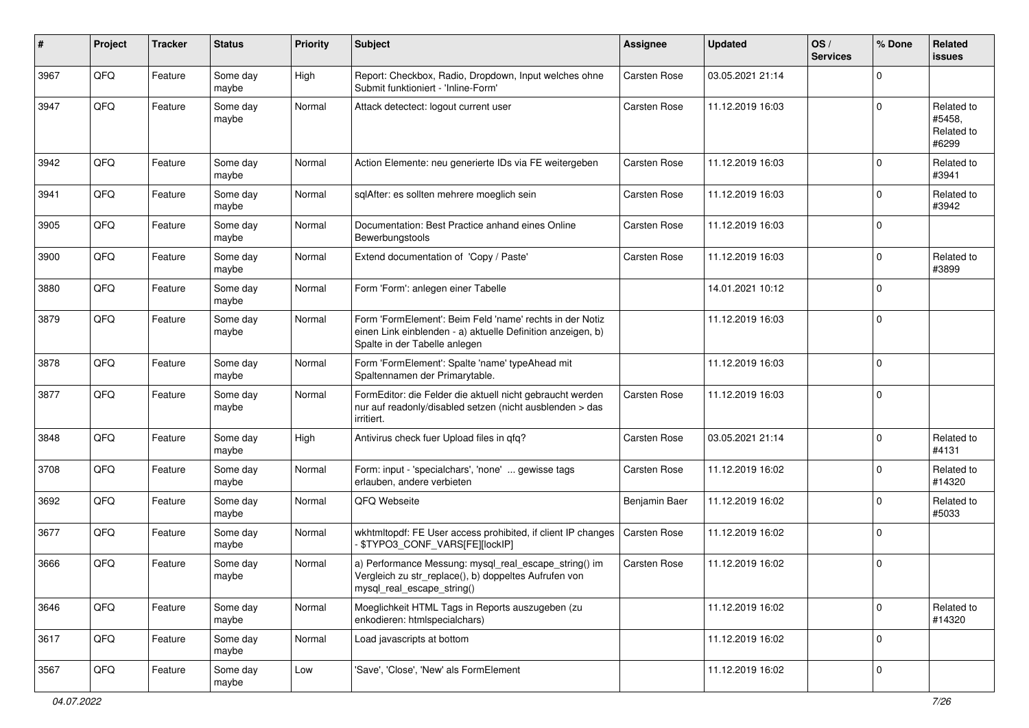| # | Project | Tracker | Status | Priority | Subject | Assignee | Updated | OS / Services | % Done | Related issues |
|---|---|---|---|---|---|---|---|---|---|---|
| 3967 | QFQ | Feature | Some day maybe | High | Report: Checkbox, Radio, Dropdown, Input welches ohne Submit funktioniert - 'Inline-Form' | Carsten Rose | 03.05.2021 21:14 | | 0 | |
| 3947 | QFQ | Feature | Some day maybe | Normal | Attack detectect: logout current user | Carsten Rose | 11.12.2019 16:03 | | 0 | Related to #5458, Related to #6299 |
| 3942 | QFQ | Feature | Some day maybe | Normal | Action Elemente: neu generierte IDs via FE weitergeben | Carsten Rose | 11.12.2019 16:03 | | 0 | Related to #3941 |
| 3941 | QFQ | Feature | Some day maybe | Normal | sqlAfter: es sollten mehrere moeglich sein | Carsten Rose | 11.12.2019 16:03 | | 0 | Related to #3942 |
| 3905 | QFQ | Feature | Some day maybe | Normal | Documentation: Best Practice anhand eines Online Bewerbungstools | Carsten Rose | 11.12.2019 16:03 | | 0 | |
| 3900 | QFQ | Feature | Some day maybe | Normal | Extend documentation of 'Copy / Paste' | Carsten Rose | 11.12.2019 16:03 | | 0 | Related to #3899 |
| 3880 | QFQ | Feature | Some day maybe | Normal | Form 'Form': anlegen einer Tabelle | | 14.01.2021 10:12 | | 0 | |
| 3879 | QFQ | Feature | Some day maybe | Normal | Form 'FormElement': Beim Feld 'name' rechts in der Notiz einen Link einblenden - a) aktuelle Definition anzeigen, b) Spalte in der Tabelle anlegen | | 11.12.2019 16:03 | | 0 | |
| 3878 | QFQ | Feature | Some day maybe | Normal | Form 'FormElement': Spalte 'name' typeAhead mit Spaltennamen der Primarytable. | | 11.12.2019 16:03 | | 0 | |
| 3877 | QFQ | Feature | Some day maybe | Normal | FormEditor: die Felder die aktuell nicht gebraucht werden nur auf readonly/disabled setzen (nicht ausblenden > das irritiert. | Carsten Rose | 11.12.2019 16:03 | | 0 | |
| 3848 | QFQ | Feature | Some day maybe | High | Antivirus check fuer Upload files in qfq? | Carsten Rose | 03.05.2021 21:14 | | 0 | Related to #4131 |
| 3708 | QFQ | Feature | Some day maybe | Normal | Form: input - 'specialchars', 'none' ... gewisse tags erlauben, andere verbieten | Carsten Rose | 11.12.2019 16:02 | | 0 | Related to #14320 |
| 3692 | QFQ | Feature | Some day maybe | Normal | QFQ Webseite | Benjamin Baer | 11.12.2019 16:02 | | 0 | Related to #5033 |
| 3677 | QFQ | Feature | Some day maybe | Normal | wkhtmltopdf: FE User access prohibited, if client IP changes - $TYPO3_CONF_VARS[FE][lockIP] | Carsten Rose | 11.12.2019 16:02 | | 0 | |
| 3666 | QFQ | Feature | Some day maybe | Normal | a) Performance Messung: mysql_real_escape_string() im Vergleich zu str_replace(), b) doppeltes Aufrufen von mysql_real_escape_string() | Carsten Rose | 11.12.2019 16:02 | | 0 | |
| 3646 | QFQ | Feature | Some day maybe | Normal | Moeglichkeit HTML Tags in Reports auszugeben (zu enkodieren: htmlspecialchars) | | 11.12.2019 16:02 | | 0 | Related to #14320 |
| 3617 | QFQ | Feature | Some day maybe | Normal | Load javascripts at bottom | | 11.12.2019 16:02 | | 0 | |
| 3567 | QFQ | Feature | Some day maybe | Low | 'Save', 'Close', 'New' als FormElement | | 11.12.2019 16:02 | | 0 | |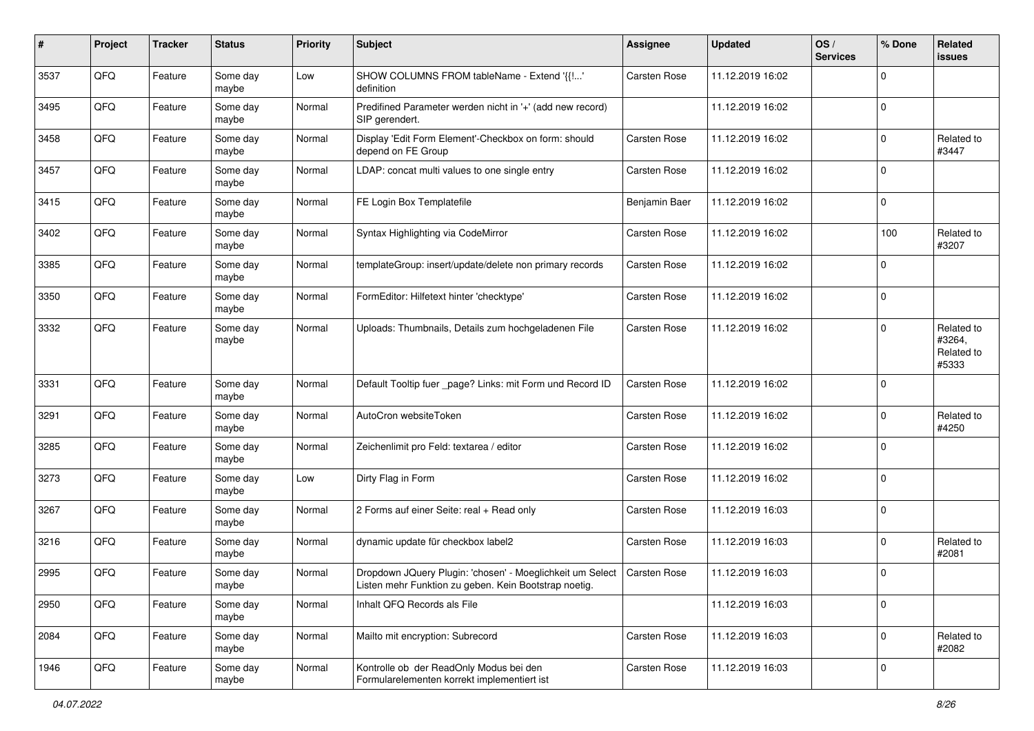| # | Project | Tracker | Status | Priority | Subject | Assignee | Updated | OS / Services | % Done | Related issues |
|---|---|---|---|---|---|---|---|---|---|---|
| 3537 | QFQ | Feature | Some day maybe | Low | SHOW COLUMNS FROM tableName - Extend '{{!...' definition | Carsten Rose | 11.12.2019 16:02 | | 0 | |
| 3495 | QFQ | Feature | Some day maybe | Normal | Predifined Parameter werden nicht in '+' (add new record) SIP gerendert. | | 11.12.2019 16:02 | | 0 | |
| 3458 | QFQ | Feature | Some day maybe | Normal | Display 'Edit Form Element'-Checkbox on form: should depend on FE Group | Carsten Rose | 11.12.2019 16:02 | | 0 | Related to #3447 |
| 3457 | QFQ | Feature | Some day maybe | Normal | LDAP: concat multi values to one single entry | Carsten Rose | 11.12.2019 16:02 | | 0 | |
| 3415 | QFQ | Feature | Some day maybe | Normal | FE Login Box Templatefile | Benjamin Baer | 11.12.2019 16:02 | | 0 | |
| 3402 | QFQ | Feature | Some day maybe | Normal | Syntax Highlighting via CodeMirror | Carsten Rose | 11.12.2019 16:02 | | 100 | Related to #3207 |
| 3385 | QFQ | Feature | Some day maybe | Normal | templateGroup: insert/update/delete non primary records | Carsten Rose | 11.12.2019 16:02 | | 0 | |
| 3350 | QFQ | Feature | Some day maybe | Normal | FormEditor: Hilfetext hinter 'checktype' | Carsten Rose | 11.12.2019 16:02 | | 0 | |
| 3332 | QFQ | Feature | Some day maybe | Normal | Uploads: Thumbnails, Details zum hochgeladenen File | Carsten Rose | 11.12.2019 16:02 | | 0 | Related to #3264, Related to #5333 |
| 3331 | QFQ | Feature | Some day maybe | Normal | Default Tooltip fuer _page? Links: mit Form und Record ID | Carsten Rose | 11.12.2019 16:02 | | 0 | |
| 3291 | QFQ | Feature | Some day maybe | Normal | AutoCron websiteToken | Carsten Rose | 11.12.2019 16:02 | | 0 | Related to #4250 |
| 3285 | QFQ | Feature | Some day maybe | Normal | Zeichenlimit pro Feld: textarea / editor | Carsten Rose | 11.12.2019 16:02 | | 0 | |
| 3273 | QFQ | Feature | Some day maybe | Low | Dirty Flag in Form | Carsten Rose | 11.12.2019 16:02 | | 0 | |
| 3267 | QFQ | Feature | Some day maybe | Normal | 2 Forms auf einer Seite: real + Read only | Carsten Rose | 11.12.2019 16:03 | | 0 | |
| 3216 | QFQ | Feature | Some day maybe | Normal | dynamic update für checkbox label2 | Carsten Rose | 11.12.2019 16:03 | | 0 | Related to #2081 |
| 2995 | QFQ | Feature | Some day maybe | Normal | Dropdown JQuery Plugin: 'chosen' - Moeglichkeit um Select Listen mehr Funktion zu geben. Kein Bootstrap noetig. | Carsten Rose | 11.12.2019 16:03 | | 0 | |
| 2950 | QFQ | Feature | Some day maybe | Normal | Inhalt QFQ Records als File | | 11.12.2019 16:03 | | 0 | |
| 2084 | QFQ | Feature | Some day maybe | Normal | Mailto mit encryption: Subrecord | Carsten Rose | 11.12.2019 16:03 | | 0 | Related to #2082 |
| 1946 | QFQ | Feature | Some day maybe | Normal | Kontrolle ob der ReadOnly Modus bei den Formularelementen korrekt implementiert ist | Carsten Rose | 11.12.2019 16:03 | | 0 | |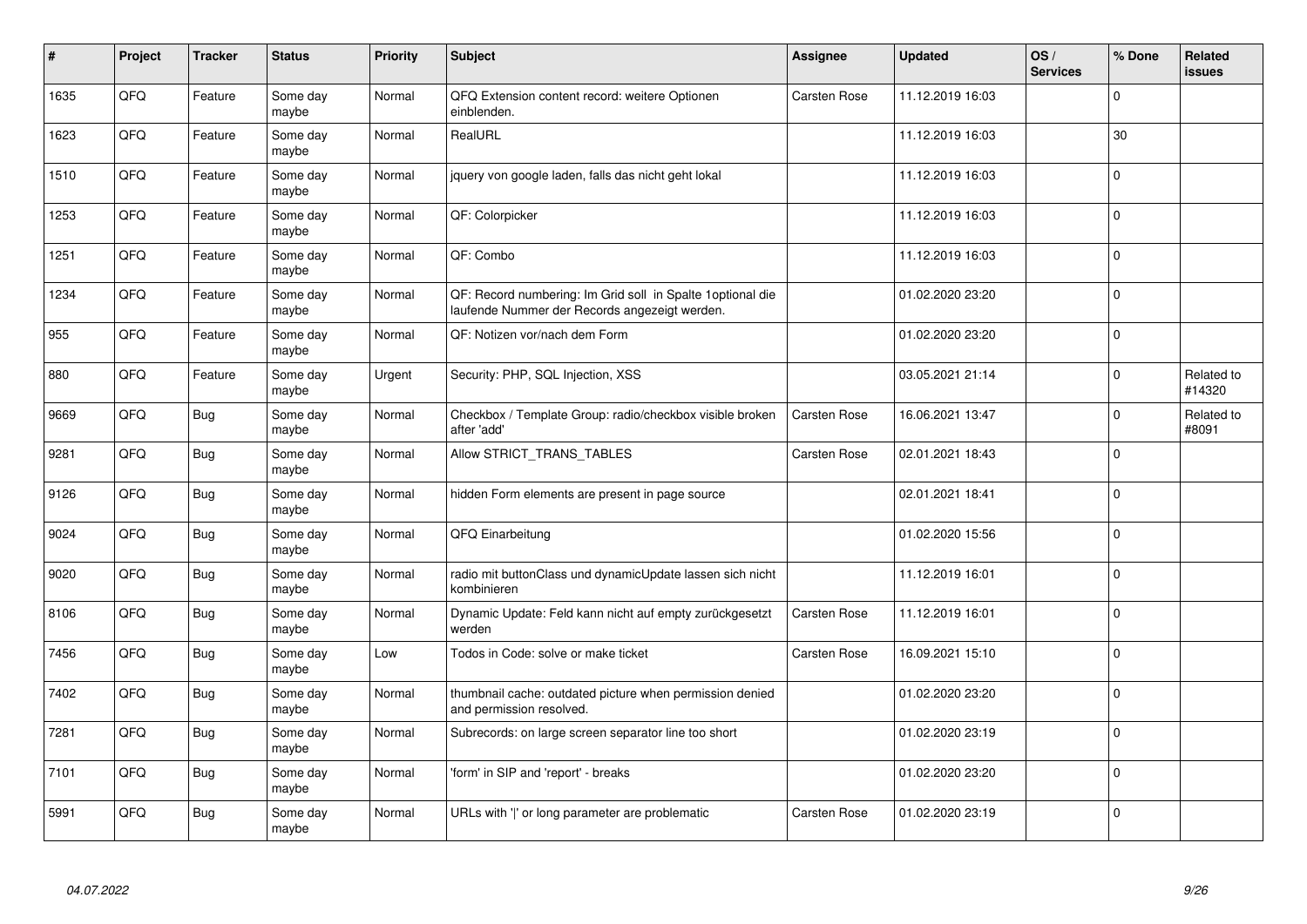| # | Project | Tracker | Status | Priority | Subject | Assignee | Updated | OS / Services | % Done | Related issues |
|---|---|---|---|---|---|---|---|---|---|---|
| 1635 | QFQ | Feature | Some day maybe | Normal | QFQ Extension content record: weitere Optionen einblenden. | Carsten Rose | 11.12.2019 16:03 | | 0 | |
| 1623 | QFQ | Feature | Some day maybe | Normal | RealURL | | 11.12.2019 16:03 | | 30 | |
| 1510 | QFQ | Feature | Some day maybe | Normal | jquery von google laden, falls das nicht geht lokal | | 11.12.2019 16:03 | | 0 | |
| 1253 | QFQ | Feature | Some day maybe | Normal | QF: Colorpicker | | 11.12.2019 16:03 | | 0 | |
| 1251 | QFQ | Feature | Some day maybe | Normal | QF: Combo | | 11.12.2019 16:03 | | 0 | |
| 1234 | QFQ | Feature | Some day maybe | Normal | QF: Record numbering: Im Grid soll in Spalte 1optional die laufende Nummer der Records angezeigt werden. | | 01.02.2020 23:20 | | 0 | |
| 955 | QFQ | Feature | Some day maybe | Normal | QF: Notizen vor/nach dem Form | | 01.02.2020 23:20 | | 0 | |
| 880 | QFQ | Feature | Some day maybe | Urgent | Security: PHP, SQL Injection, XSS | | 03.05.2021 21:14 | | 0 | Related to #14320 |
| 9669 | QFQ | Bug | Some day maybe | Normal | Checkbox / Template Group: radio/checkbox visible broken after 'add' | Carsten Rose | 16.06.2021 13:47 | | 0 | Related to #8091 |
| 9281 | QFQ | Bug | Some day maybe | Normal | Allow STRICT_TRANS_TABLES | Carsten Rose | 02.01.2021 18:43 | | 0 | |
| 9126 | QFQ | Bug | Some day maybe | Normal | hidden Form elements are present in page source | | 02.01.2021 18:41 | | 0 | |
| 9024 | QFQ | Bug | Some day maybe | Normal | QFQ Einarbeitung | | 01.02.2020 15:56 | | 0 | |
| 9020 | QFQ | Bug | Some day maybe | Normal | radio mit buttonClass und dynamicUpdate lassen sich nicht kombinieren | | 11.12.2019 16:01 | | 0 | |
| 8106 | QFQ | Bug | Some day maybe | Normal | Dynamic Update: Feld kann nicht auf empty zurückgesetzt werden | Carsten Rose | 11.12.2019 16:01 | | 0 | |
| 7456 | QFQ | Bug | Some day maybe | Low | Todos in Code: solve or make ticket | Carsten Rose | 16.09.2021 15:10 | | 0 | |
| 7402 | QFQ | Bug | Some day maybe | Normal | thumbnail cache: outdated picture when permission denied and permission resolved. | | 01.02.2020 23:20 | | 0 | |
| 7281 | QFQ | Bug | Some day maybe | Normal | Subrecords: on large screen separator line too short | | 01.02.2020 23:19 | | 0 | |
| 7101 | QFQ | Bug | Some day maybe | Normal | 'form' in SIP and 'report' - breaks | | 01.02.2020 23:20 | | 0 | |
| 5991 | QFQ | Bug | Some day maybe | Normal | URLs with ' ' or long parameter are problematic | Carsten Rose | 01.02.2020 23:19 | | 0 | |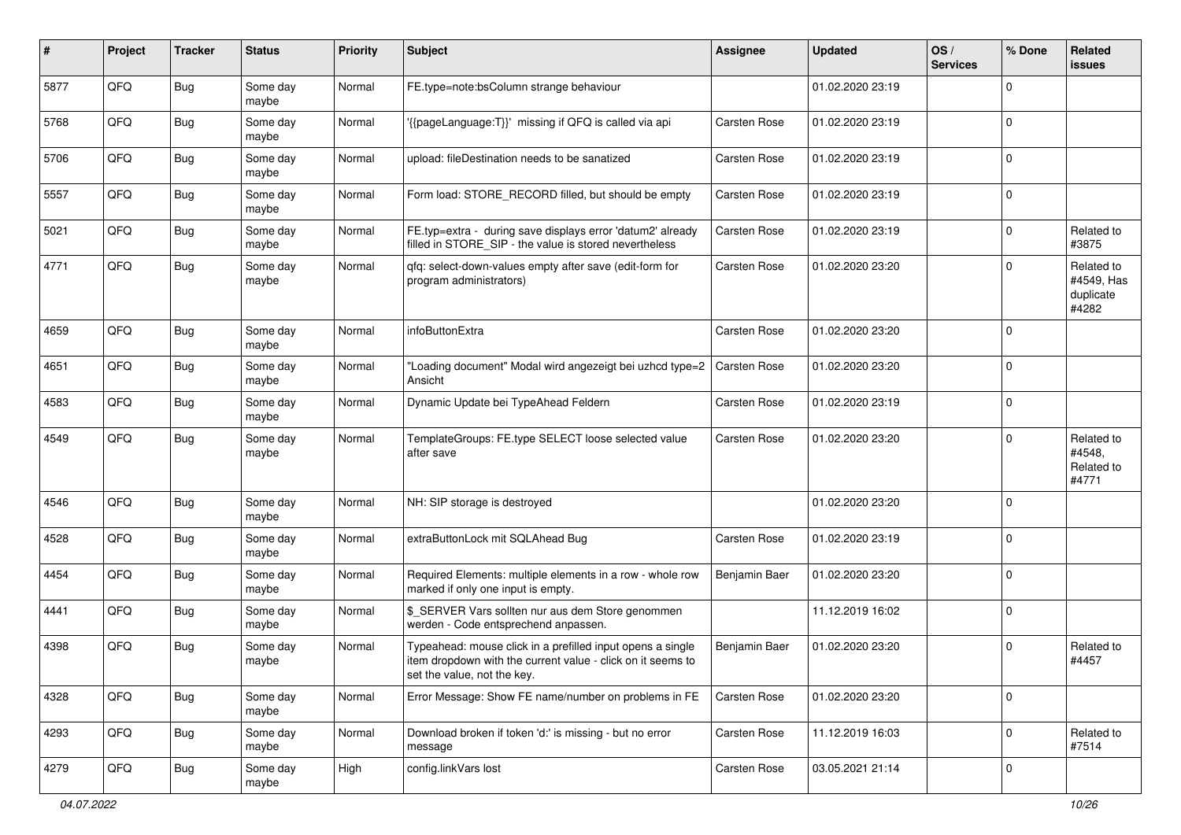| # | Project | Tracker | Status | Priority | Subject | Assignee | Updated | OS / Services | % Done | Related issues |
|---|---|---|---|---|---|---|---|---|---|---|
| 5877 | QFQ | Bug | Some day maybe | Normal | FE.type=note:bsColumn strange behaviour | | 01.02.2020 23:19 | | 0 | |
| 5768 | QFQ | Bug | Some day maybe | Normal | '{{pageLanguage:T}}' missing if QFQ is called via api | Carsten Rose | 01.02.2020 23:19 | | 0 | |
| 5706 | QFQ | Bug | Some day maybe | Normal | upload: fileDestination needs to be sanatized | Carsten Rose | 01.02.2020 23:19 | | 0 | |
| 5557 | QFQ | Bug | Some day maybe | Normal | Form load: STORE_RECORD filled, but should be empty | Carsten Rose | 01.02.2020 23:19 | | 0 | |
| 5021 | QFQ | Bug | Some day maybe | Normal | FE.typ=extra - during save displays error 'datum2' already filled in STORE_SIP - the value is stored nevertheless | Carsten Rose | 01.02.2020 23:19 | | 0 | Related to #3875 |
| 4771 | QFQ | Bug | Some day maybe | Normal | qfq: select-down-values empty after save (edit-form for program administrators) | Carsten Rose | 01.02.2020 23:20 | | 0 | Related to #4549, Has duplicate #4282 |
| 4659 | QFQ | Bug | Some day maybe | Normal | infoButtonExtra | Carsten Rose | 01.02.2020 23:20 | | 0 | |
| 4651 | QFQ | Bug | Some day maybe | Normal | "Loading document" Modal wird angezeigt bei uzhcd type=2 Ansicht | Carsten Rose | 01.02.2020 23:20 | | 0 | |
| 4583 | QFQ | Bug | Some day maybe | Normal | Dynamic Update bei TypeAhead Feldern | Carsten Rose | 01.02.2020 23:19 | | 0 | |
| 4549 | QFQ | Bug | Some day maybe | Normal | TemplateGroups: FE.type SELECT loose selected value after save | Carsten Rose | 01.02.2020 23:20 | | 0 | Related to #4548, Related to #4771 |
| 4546 | QFQ | Bug | Some day maybe | Normal | NH: SIP storage is destroyed | | 01.02.2020 23:20 | | 0 | |
| 4528 | QFQ | Bug | Some day maybe | Normal | extraButtonLock mit SQLAhead Bug | Carsten Rose | 01.02.2020 23:19 | | 0 | |
| 4454 | QFQ | Bug | Some day maybe | Normal | Required Elements: multiple elements in a row - whole row marked if only one input is empty. | Benjamin Baer | 01.02.2020 23:20 | | 0 | |
| 4441 | QFQ | Bug | Some day maybe | Normal | $_SERVER Vars sollten nur aus dem Store genommen werden - Code entsprechend anpassen. | | 11.12.2019 16:02 | | 0 | |
| 4398 | QFQ | Bug | Some day maybe | Normal | Typeahead: mouse click in a prefilled input opens a single item dropdown with the current value - click on it seems to set the value, not the key. | Benjamin Baer | 01.02.2020 23:20 | | 0 | Related to #4457 |
| 4328 | QFQ | Bug | Some day maybe | Normal | Error Message: Show FE name/number on problems in FE | Carsten Rose | 01.02.2020 23:20 | | 0 | |
| 4293 | QFQ | Bug | Some day maybe | Normal | Download broken if token 'd:' is missing - but no error message | Carsten Rose | 11.12.2019 16:03 | | 0 | Related to #7514 |
| 4279 | QFQ | Bug | Some day maybe | High | config.linkVars lost | Carsten Rose | 03.05.2021 21:14 | | 0 | |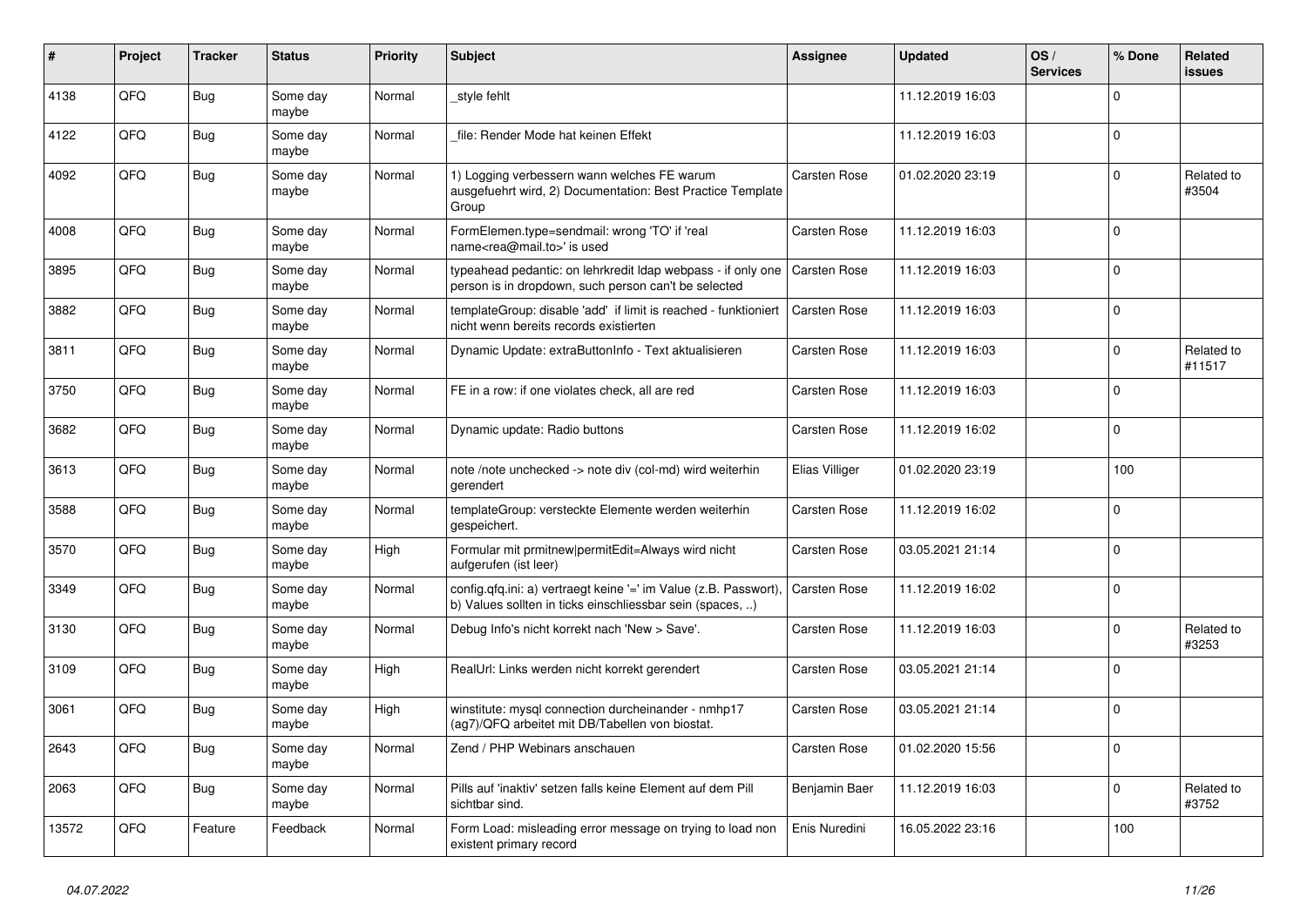| # | Project | Tracker | Status | Priority | Subject | Assignee | Updated | OS / Services | % Done | Related issues |
|---|---|---|---|---|---|---|---|---|---|---|
| 4138 | QFQ | Bug | Some day maybe | Normal | _style fehlt | | 11.12.2019 16:03 | | 0 | |
| 4122 | QFQ | Bug | Some day maybe | Normal | _file: Render Mode hat keinen Effekt | | 11.12.2019 16:03 | | 0 | |
| 4092 | QFQ | Bug | Some day maybe | Normal | 1) Logging verbessern wann welches FE warum ausgefuehrt wird, 2) Documentation: Best Practice Template Group | Carsten Rose | 01.02.2020 23:19 | | 0 | Related to #3504 |
| 4008 | QFQ | Bug | Some day maybe | Normal | FormElemen.type=sendmail: wrong 'TO' if 'real name<rea@mail.to>' is used | Carsten Rose | 11.12.2019 16:03 | | 0 | |
| 3895 | QFQ | Bug | Some day maybe | Normal | typeahead pedantic: on lehrkredit ldap webpass - if only one person is in dropdown, such person can't be selected | Carsten Rose | 11.12.2019 16:03 | | 0 | |
| 3882 | QFQ | Bug | Some day maybe | Normal | templateGroup: disable 'add' if limit is reached - funktioniert nicht wenn bereits records existierten | Carsten Rose | 11.12.2019 16:03 | | 0 | |
| 3811 | QFQ | Bug | Some day maybe | Normal | Dynamic Update: extraButtonInfo - Text aktualisieren | Carsten Rose | 11.12.2019 16:03 | | 0 | Related to #11517 |
| 3750 | QFQ | Bug | Some day maybe | Normal | FE in a row: if one violates check, all are red | Carsten Rose | 11.12.2019 16:03 | | 0 | |
| 3682 | QFQ | Bug | Some day maybe | Normal | Dynamic update: Radio buttons | Carsten Rose | 11.12.2019 16:02 | | 0 | |
| 3613 | QFQ | Bug | Some day maybe | Normal | note /note unchecked -> note div (col-md) wird weiterhin gerendert | Elias Villiger | 01.02.2020 23:19 | | 100 | |
| 3588 | QFQ | Bug | Some day maybe | Normal | templateGroup: versteckte Elemente werden weiterhin gespeichert. | Carsten Rose | 11.12.2019 16:02 | | 0 | |
| 3570 | QFQ | Bug | Some day maybe | High | Formular mit prmitnew\|permitEdit=Always wird nicht aufgerufen (ist leer) | Carsten Rose | 03.05.2021 21:14 | | 0 | |
| 3349 | QFQ | Bug | Some day maybe | Normal | config.qfq.ini: a) vertraegt keine '=' im Value (z.B. Passwort), b) Values sollten in ticks einschliessbar sein (spaces, ..) | Carsten Rose | 11.12.2019 16:02 | | 0 | |
| 3130 | QFQ | Bug | Some day maybe | Normal | Debug Info's nicht korrekt nach 'New > Save'. | Carsten Rose | 11.12.2019 16:03 | | 0 | Related to #3253 |
| 3109 | QFQ | Bug | Some day maybe | High | RealUrl: Links werden nicht korrekt gerendert | Carsten Rose | 03.05.2021 21:14 | | 0 | |
| 3061 | QFQ | Bug | Some day maybe | High | winstitute: mysql connection durcheinander - nmhp17 (ag7)/QFQ arbeitet mit DB/Tabellen von biostat. | Carsten Rose | 03.05.2021 21:14 | | 0 | |
| 2643 | QFQ | Bug | Some day maybe | Normal | Zend / PHP Webinars anschauen | Carsten Rose | 01.02.2020 15:56 | | 0 | |
| 2063 | QFQ | Bug | Some day maybe | Normal | Pills auf 'inaktiv' setzen falls keine Element auf dem Pill sichtbar sind. | Benjamin Baer | 11.12.2019 16:03 | | 0 | Related to #3752 |
| 13572 | QFQ | Feature | Feedback | Normal | Form Load: misleading error message on trying to load non existent primary record | Enis Nuredini | 16.05.2022 23:16 | | 100 | |

*04.07.2022*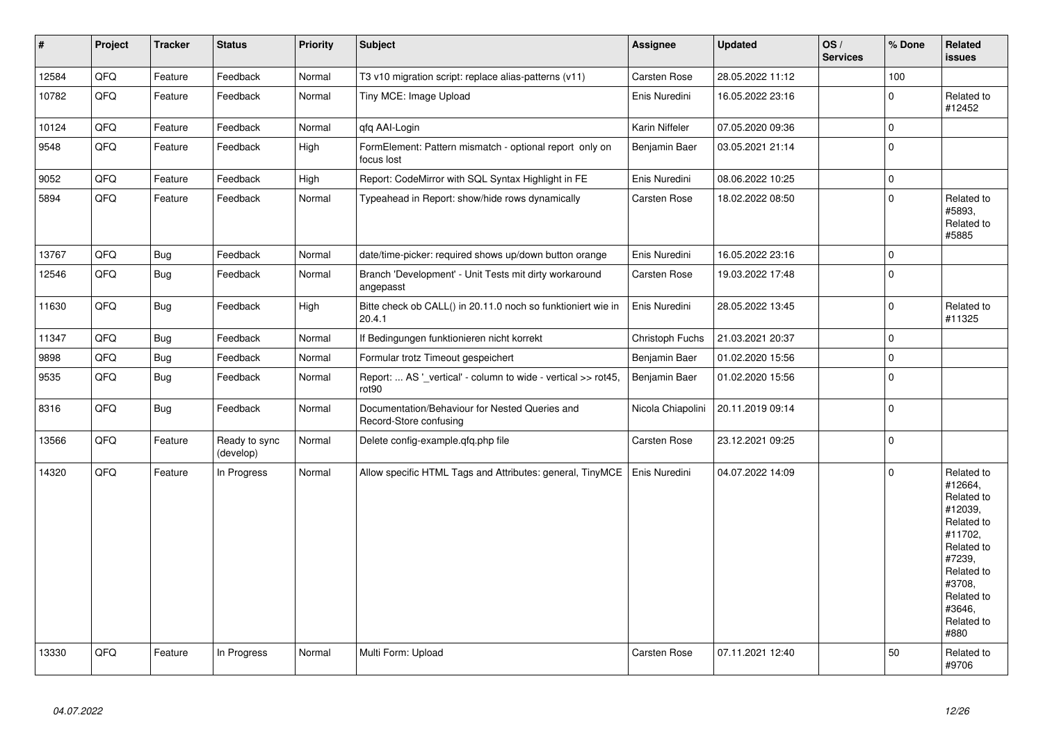| # | Project | Tracker | Status | Priority | Subject | Assignee | Updated | OS / Services | % Done | Related issues |
|---|---|---|---|---|---|---|---|---|---|---|
| 12584 | QFQ | Feature | Feedback | Normal | T3 v10 migration script: replace alias-patterns (v11) | Carsten Rose | 28.05.2022 11:12 | | 100 | |
| 10782 | QFQ | Feature | Feedback | Normal | Tiny MCE: Image Upload | Enis Nuredini | 16.05.2022 23:16 | | 0 | Related to #12452 |
| 10124 | QFQ | Feature | Feedback | Normal | qfq AAI-Login | Karin Niffeler | 07.05.2020 09:36 | | 0 | |
| 9548 | QFQ | Feature | Feedback | High | FormElement: Pattern mismatch - optional report only on focus lost | Benjamin Baer | 03.05.2021 21:14 | | 0 | |
| 9052 | QFQ | Feature | Feedback | High | Report: CodeMirror with SQL Syntax Highlight in FE | Enis Nuredini | 08.06.2022 10:25 | | 0 | |
| 5894 | QFQ | Feature | Feedback | Normal | Typeahead in Report: show/hide rows dynamically | Carsten Rose | 18.02.2022 08:50 | | 0 | Related to #5893, Related to #5885 |
| 13767 | QFQ | Bug | Feedback | Normal | date/time-picker: required shows up/down button orange | Enis Nuredini | 16.05.2022 23:16 | | 0 | |
| 12546 | QFQ | Bug | Feedback | Normal | Branch 'Development' - Unit Tests mit dirty workaround angepasst | Carsten Rose | 19.03.2022 17:48 | | 0 | |
| 11630 | QFQ | Bug | Feedback | High | Bitte check ob CALL() in 20.11.0 noch so funktioniert wie in 20.4.1 | Enis Nuredini | 28.05.2022 13:45 | | 0 | Related to #11325 |
| 11347 | QFQ | Bug | Feedback | Normal | If Bedingungen funktionieren nicht korrekt | Christoph Fuchs | 21.03.2021 20:37 | | 0 | |
| 9898 | QFQ | Bug | Feedback | Normal | Formular trotz Timeout gespeichert | Benjamin Baer | 01.02.2020 15:56 | | 0 | |
| 9535 | QFQ | Bug | Feedback | Normal | Report: ... AS '_vertical' - column to wide - vertical >> rot45, rot90 | Benjamin Baer | 01.02.2020 15:56 | | 0 | |
| 8316 | QFQ | Bug | Feedback | Normal | Documentation/Behaviour for Nested Queries and Record-Store confusing | Nicola Chiapolini | 20.11.2019 09:14 | | 0 | |
| 13566 | QFQ | Feature | Ready to sync (develop) | Normal | Delete config-example.qfq.php file | Carsten Rose | 23.12.2021 09:25 | | 0 | |
| 14320 | QFQ | Feature | In Progress | Normal | Allow specific HTML Tags and Attributes: general, TinyMCE | Enis Nuredini | 04.07.2022 14:09 | | 0 | Related to #12664, Related to #12039, Related to #11702, Related to #7239, Related to #3708, Related to #3646, Related to #880 |
| 13330 | QFQ | Feature | In Progress | Normal | Multi Form: Upload | Carsten Rose | 07.11.2021 12:40 | | 50 | Related to #9706 |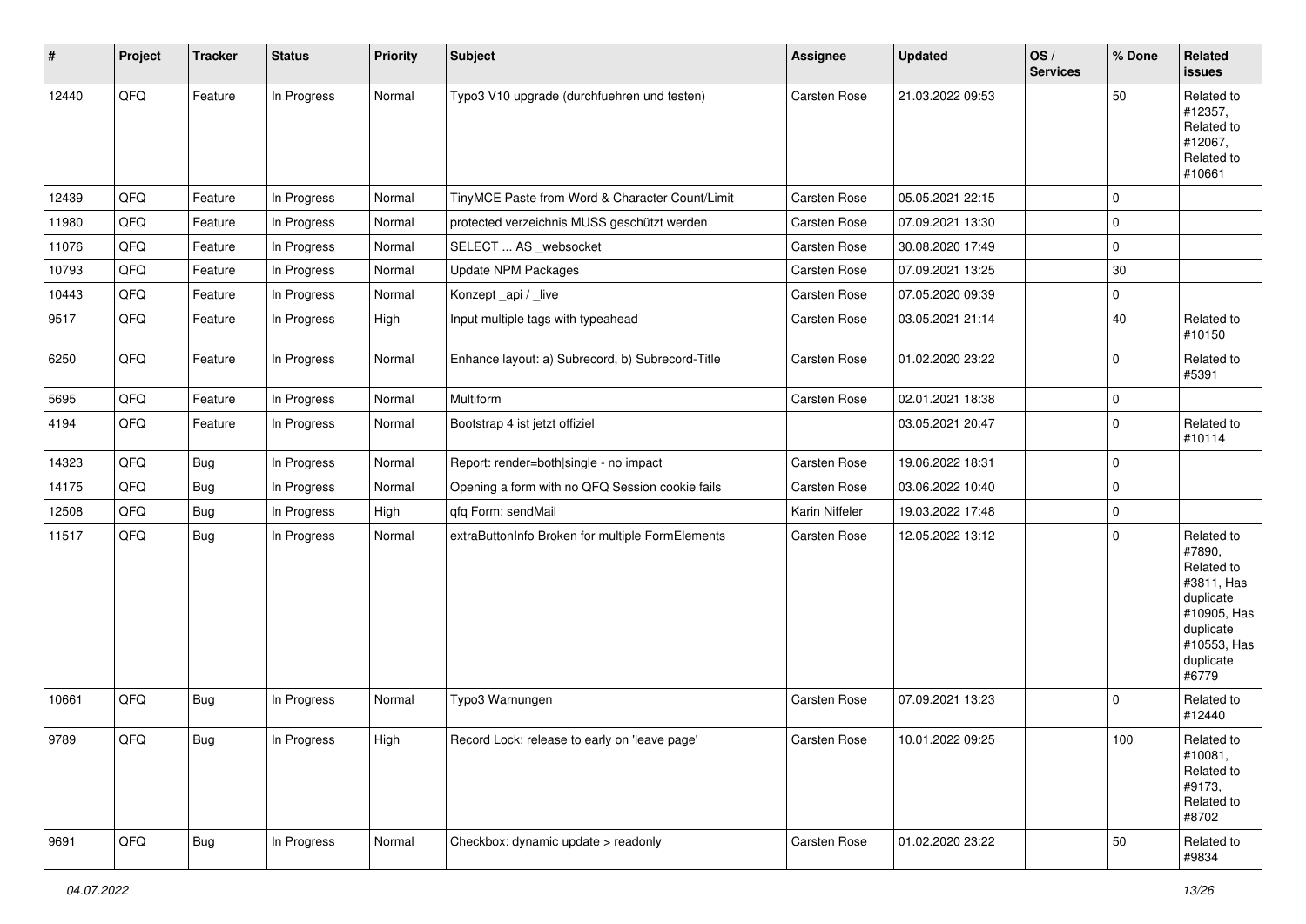| # | Project | Tracker | Status | Priority | Subject | Assignee | Updated | OS / Services | % Done | Related issues |
|---|---|---|---|---|---|---|---|---|---|---|
| 12440 | QFQ | Feature | In Progress | Normal | Typo3 V10 upgrade (durchfuehren und testen) | Carsten Rose | 21.03.2022 09:53 | | 50 | Related to #12357, Related to #12067, Related to #10661 |
| 12439 | QFQ | Feature | In Progress | Normal | TinyMCE Paste from Word & Character Count/Limit | Carsten Rose | 05.05.2021 22:15 | | 0 | |
| 11980 | QFQ | Feature | In Progress | Normal | protected verzeichnis MUSS geschützt werden | Carsten Rose | 07.09.2021 13:30 | | 0 | |
| 11076 | QFQ | Feature | In Progress | Normal | SELECT ... AS _websocket | Carsten Rose | 30.08.2020 17:49 | | 0 | |
| 10793 | QFQ | Feature | In Progress | Normal | Update NPM Packages | Carsten Rose | 07.09.2021 13:25 | | 30 | |
| 10443 | QFQ | Feature | In Progress | Normal | Konzept _api / _live | Carsten Rose | 07.05.2020 09:39 | | 0 | |
| 9517 | QFQ | Feature | In Progress | High | Input multiple tags with typeahead | Carsten Rose | 03.05.2021 21:14 | | 40 | Related to #10150 |
| 6250 | QFQ | Feature | In Progress | Normal | Enhance layout: a) Subrecord, b) Subrecord-Title | Carsten Rose | 01.02.2020 23:22 | | 0 | Related to #5391 |
| 5695 | QFQ | Feature | In Progress | Normal | Multiform | Carsten Rose | 02.01.2021 18:38 | | 0 | |
| 4194 | QFQ | Feature | In Progress | Normal | Bootstrap 4 ist jetzt offiziel | | 03.05.2021 20:47 | | 0 | Related to #10114 |
| 14323 | QFQ | Bug | In Progress | Normal | Report: render=both\|single - no impact | Carsten Rose | 19.06.2022 18:31 | | 0 | |
| 14175 | QFQ | Bug | In Progress | Normal | Opening a form with no QFQ Session cookie fails | Carsten Rose | 03.06.2022 10:40 | | 0 | |
| 12508 | QFQ | Bug | In Progress | High | qfq Form: sendMail | Karin Niffeler | 19.03.2022 17:48 | | 0 | |
| 11517 | QFQ | Bug | In Progress | Normal | extraButtonInfo Broken for multiple FormElements | Carsten Rose | 12.05.2022 13:12 | | 0 | Related to #7890, Related to #3811, Has duplicate #10905, Has duplicate #10553, Has duplicate #6779 |
| 10661 | QFQ | Bug | In Progress | Normal | Typo3 Warnungen | Carsten Rose | 07.09.2021 13:23 | | 0 | Related to #12440 |
| 9789 | QFQ | Bug | In Progress | High | Record Lock: release to early on 'leave page' | Carsten Rose | 10.01.2022 09:25 | | 100 | Related to #10081, Related to #9173, Related to #8702 |
| 9691 | QFQ | Bug | In Progress | Normal | Checkbox: dynamic update > readonly | Carsten Rose | 01.02.2020 23:22 | | 50 | Related to #9834 |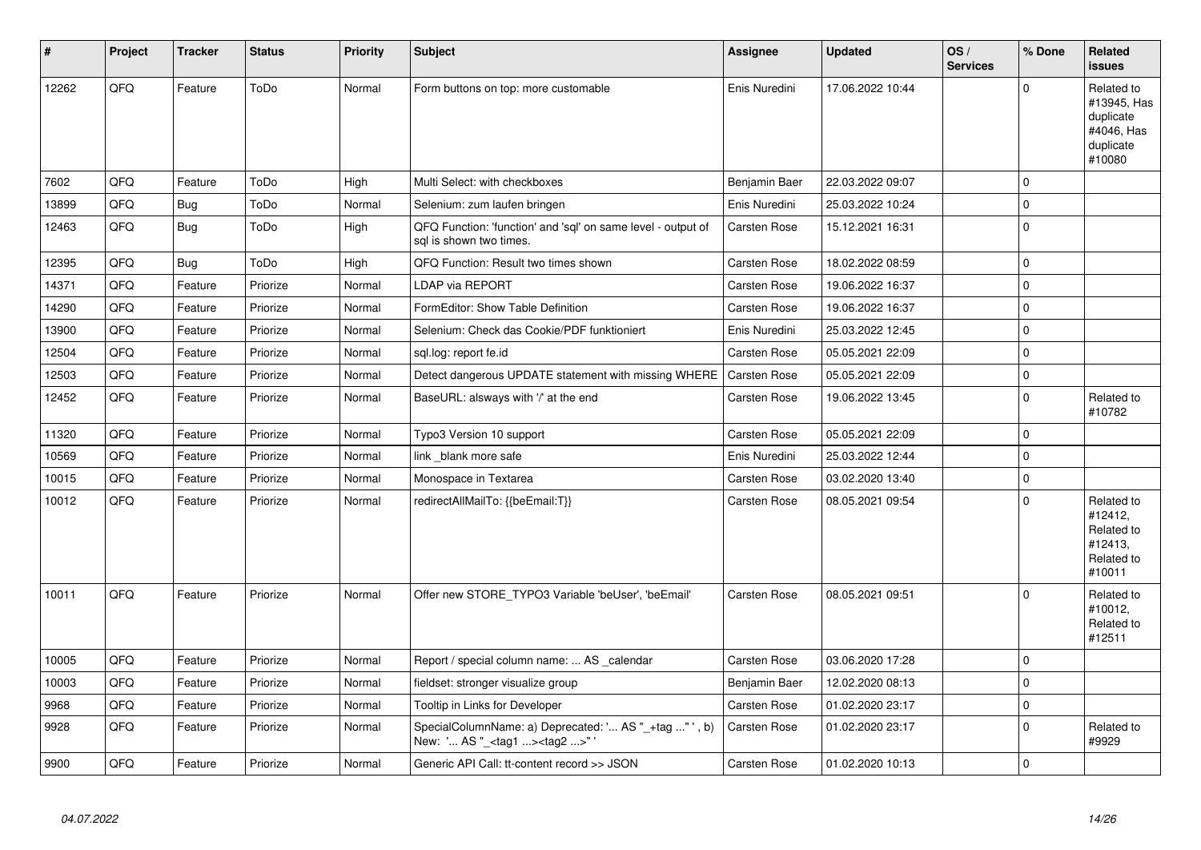| # | Project | Tracker | Status | Priority | Subject | Assignee | Updated | OS / Services | % Done | Related issues |
|---|---|---|---|---|---|---|---|---|---|---|
| 12262 | QFQ | Feature | ToDo | Normal | Form buttons on top: more customable | Enis Nuredini | 17.06.2022 10:44 | | 0 | Related to #13945, Has duplicate #4046, Has duplicate #10080 |
| 7602 | QFQ | Feature | ToDo | High | Multi Select: with checkboxes | Benjamin Baer | 22.03.2022 09:07 | | 0 | |
| 13899 | QFQ | Bug | ToDo | Normal | Selenium: zum laufen bringen | Enis Nuredini | 25.03.2022 10:24 | | 0 | |
| 12463 | QFQ | Bug | ToDo | High | QFQ Function: 'function' and 'sql' on same level - output of sql is shown two times. | Carsten Rose | 15.12.2021 16:31 | | 0 | |
| 12395 | QFQ | Bug | ToDo | High | QFQ Function: Result two times shown | Carsten Rose | 18.02.2022 08:59 | | 0 | |
| 14371 | QFQ | Feature | Priorize | Normal | LDAP via REPORT | Carsten Rose | 19.06.2022 16:37 | | 0 | |
| 14290 | QFQ | Feature | Priorize | Normal | FormEditor: Show Table Definition | Carsten Rose | 19.06.2022 16:37 | | 0 | |
| 13900 | QFQ | Feature | Priorize | Normal | Selenium: Check das Cookie/PDF funktioniert | Enis Nuredini | 25.03.2022 12:45 | | 0 | |
| 12504 | QFQ | Feature | Priorize | Normal | sql.log: report fe.id | Carsten Rose | 05.05.2021 22:09 | | 0 | |
| 12503 | QFQ | Feature | Priorize | Normal | Detect dangerous UPDATE statement with missing WHERE | Carsten Rose | 05.05.2021 22:09 | | 0 | |
| 12452 | QFQ | Feature | Priorize | Normal | BaseURL: alsways with '/' at the end | Carsten Rose | 19.06.2022 13:45 | | 0 | Related to #10782 |
| 11320 | QFQ | Feature | Priorize | Normal | Typo3 Version 10 support | Carsten Rose | 05.05.2021 22:09 | | 0 | |
| 10569 | QFQ | Feature | Priorize | Normal | link _blank more safe | Enis Nuredini | 25.03.2022 12:44 | | 0 | |
| 10015 | QFQ | Feature | Priorize | Normal | Monospace in Textarea | Carsten Rose | 03.02.2020 13:40 | | 0 | |
| 10012 | QFQ | Feature | Priorize | Normal | redirectAllMailTo: {{beEmail:T}} | Carsten Rose | 08.05.2021 09:54 | | 0 | Related to #12412, Related to #12413, Related to #10011 |
| 10011 | QFQ | Feature | Priorize | Normal | Offer new STORE_TYPO3 Variable 'beUser', 'beEmail' | Carsten Rose | 08.05.2021 09:51 | | 0 | Related to #10012, Related to #12511 |
| 10005 | QFQ | Feature | Priorize | Normal | Report / special column name: ... AS _calendar | Carsten Rose | 03.06.2020 17:28 | | 0 | |
| 10003 | QFQ | Feature | Priorize | Normal | fieldset: stronger visualize group | Benjamin Baer | 12.02.2020 08:13 | | 0 | |
| 9968 | QFQ | Feature | Priorize | Normal | Tooltip in Links for Developer | Carsten Rose | 01.02.2020 23:17 | | 0 | |
| 9928 | QFQ | Feature | Priorize | Normal | SpecialColumnName: a) Deprecated: '... AS "_+tag ..." ', b) New: '... AS "_<tag1 ...><tag2 ...>" ' | Carsten Rose | 01.02.2020 23:17 | | 0 | Related to #9929 |
| 9900 | QFQ | Feature | Priorize | Normal | Generic API Call: tt-content record >> JSON | Carsten Rose | 01.02.2020 10:13 | | 0 | |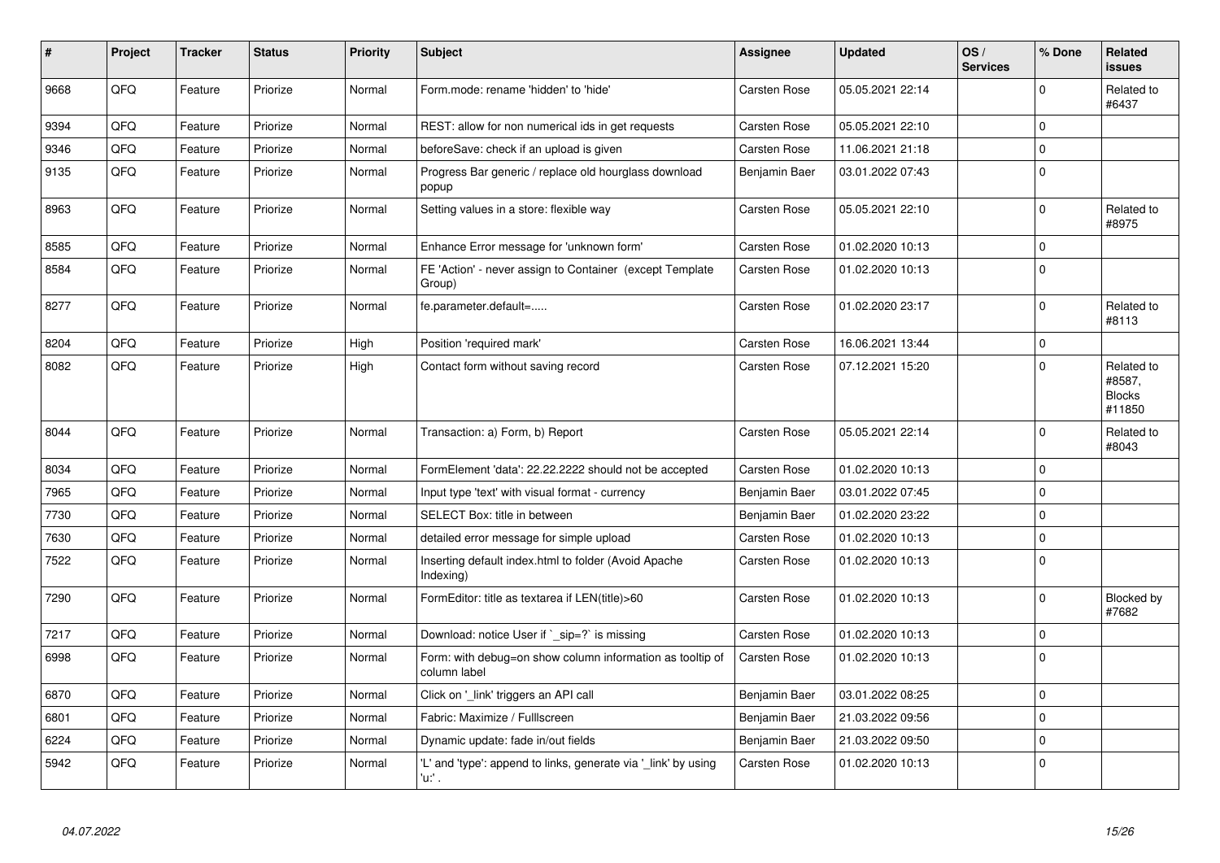| # | Project | Tracker | Status | Priority | Subject | Assignee | Updated | OS / Services | % Done | Related issues |
|---|---|---|---|---|---|---|---|---|---|---|
| 9668 | QFQ | Feature | Priorize | Normal | Form.mode: rename 'hidden' to 'hide' | Carsten Rose | 05.05.2021 22:14 | | 0 | Related to #6437 |
| 9394 | QFQ | Feature | Priorize | Normal | REST: allow for non numerical ids in get requests | Carsten Rose | 05.05.2021 22:10 | | 0 | |
| 9346 | QFQ | Feature | Priorize | Normal | beforeSave: check if an upload is given | Carsten Rose | 11.06.2021 21:18 | | 0 | |
| 9135 | QFQ | Feature | Priorize | Normal | Progress Bar generic / replace old hourglass download popup | Benjamin Baer | 03.01.2022 07:43 | | 0 | |
| 8963 | QFQ | Feature | Priorize | Normal | Setting values in a store: flexible way | Carsten Rose | 05.05.2021 22:10 | | 0 | Related to #8975 |
| 8585 | QFQ | Feature | Priorize | Normal | Enhance Error message for 'unknown form' | Carsten Rose | 01.02.2020 10:13 | | 0 | |
| 8584 | QFQ | Feature | Priorize | Normal | FE 'Action' - never assign to Container (except Template Group) | Carsten Rose | 01.02.2020 10:13 | | 0 | |
| 8277 | QFQ | Feature | Priorize | Normal | fe.parameter.default=..... | Carsten Rose | 01.02.2020 23:17 | | 0 | Related to #8113 |
| 8204 | QFQ | Feature | Priorize | High | Position 'required mark' | Carsten Rose | 16.06.2021 13:44 | | 0 | |
| 8082 | QFQ | Feature | Priorize | High | Contact form without saving record | Carsten Rose | 07.12.2021 15:20 | | 0 | Related to #8587, Blocks #11850 |
| 8044 | QFQ | Feature | Priorize | Normal | Transaction: a) Form, b) Report | Carsten Rose | 05.05.2021 22:14 | | 0 | Related to #8043 |
| 8034 | QFQ | Feature | Priorize | Normal | FormElement 'data': 22.22.2222 should not be accepted | Carsten Rose | 01.02.2020 10:13 | | 0 | |
| 7965 | QFQ | Feature | Priorize | Normal | Input type 'text' with visual format - currency | Benjamin Baer | 03.01.2022 07:45 | | 0 | |
| 7730 | QFQ | Feature | Priorize | Normal | SELECT Box: title in between | Benjamin Baer | 01.02.2020 23:22 | | 0 | |
| 7630 | QFQ | Feature | Priorize | Normal | detailed error message for simple upload | Carsten Rose | 01.02.2020 10:13 | | 0 | |
| 7522 | QFQ | Feature | Priorize | Normal | Inserting default index.html to folder (Avoid Apache Indexing) | Carsten Rose | 01.02.2020 10:13 | | 0 | |
| 7290 | QFQ | Feature | Priorize | Normal | FormEditor: title as textarea if LEN(title)>60 | Carsten Rose | 01.02.2020 10:13 | | 0 | Blocked by #7682 |
| 7217 | QFQ | Feature | Priorize | Normal | Download: notice User if `_sip=?` is missing | Carsten Rose | 01.02.2020 10:13 | | 0 | |
| 6998 | QFQ | Feature | Priorize | Normal | Form: with debug=on show column information as tooltip of column label | Carsten Rose | 01.02.2020 10:13 | | 0 | |
| 6870 | QFQ | Feature | Priorize | Normal | Click on '_link' triggers an API call | Benjamin Baer | 03.01.2022 08:25 | | 0 | |
| 6801 | QFQ | Feature | Priorize | Normal | Fabric: Maximize / Fulllscreen | Benjamin Baer | 21.03.2022 09:56 | | 0 | |
| 6224 | QFQ | Feature | Priorize | Normal | Dynamic update: fade in/out fields | Benjamin Baer | 21.03.2022 09:50 | | 0 | |
| 5942 | QFQ | Feature | Priorize | Normal | 'L' and 'type': append to links, generate via '_link' by using 'u:' . | Carsten Rose | 01.02.2020 10:13 | | 0 | |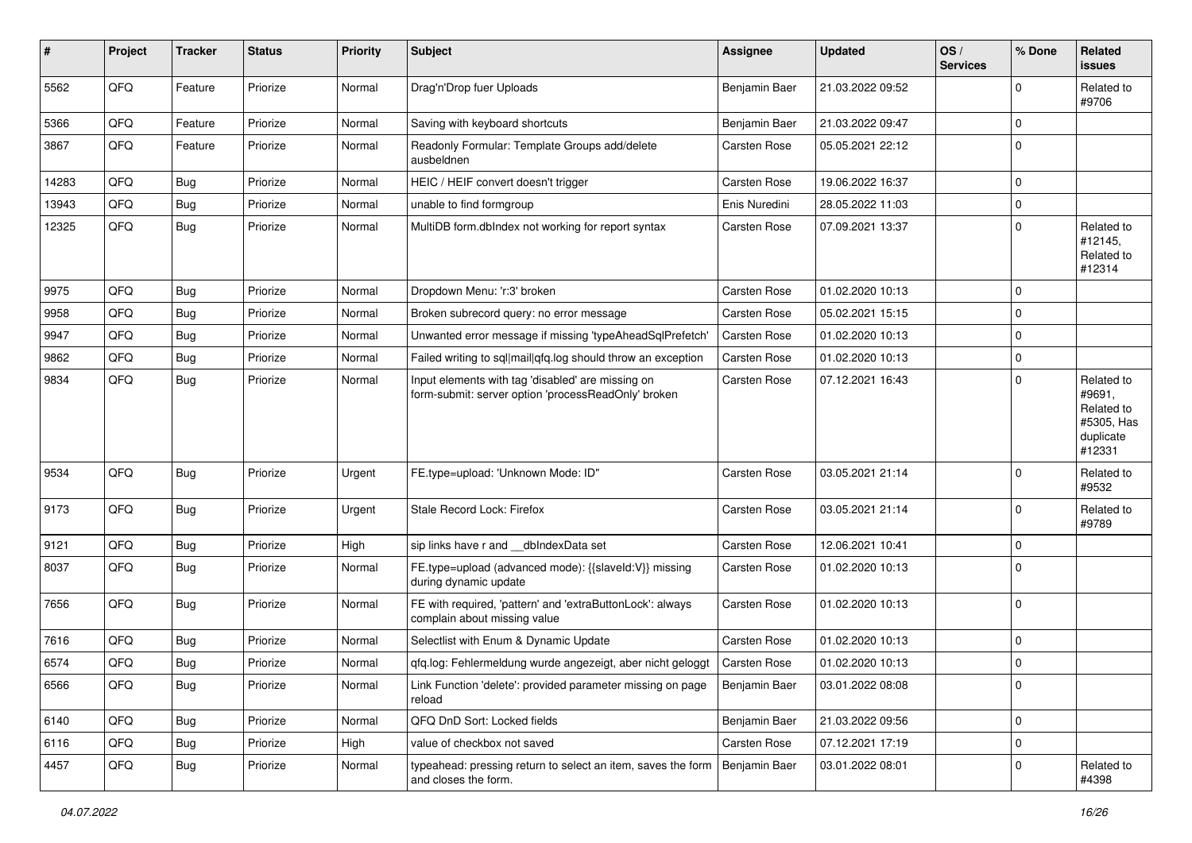| # | Project | Tracker | Status | Priority | Subject | Assignee | Updated | OS / Services | % Done | Related issues |
|---|---|---|---|---|---|---|---|---|---|---|
| 5562 | QFQ | Feature | Priorize | Normal | Drag'n'Drop fuer Uploads | Benjamin Baer | 21.03.2022 09:52 | | 0 | Related to #9706 |
| 5366 | QFQ | Feature | Priorize | Normal | Saving with keyboard shortcuts | Benjamin Baer | 21.03.2022 09:47 | | 0 | |
| 3867 | QFQ | Feature | Priorize | Normal | Readonly Formular: Template Groups add/delete ausbeldnen | Carsten Rose | 05.05.2021 22:12 | | 0 | |
| 14283 | QFQ | Bug | Priorize | Normal | HEIC / HEIF convert doesn't trigger | Carsten Rose | 19.06.2022 16:37 | | 0 | |
| 13943 | QFQ | Bug | Priorize | Normal | unable to find formgroup | Enis Nuredini | 28.05.2022 11:03 | | 0 | |
| 12325 | QFQ | Bug | Priorize | Normal | MultiDB form.dbIndex not working for report syntax | Carsten Rose | 07.09.2021 13:37 | | 0 | Related to #12145, Related to #12314 |
| 9975 | QFQ | Bug | Priorize | Normal | Dropdown Menu: 'r:3' broken | Carsten Rose | 01.02.2020 10:13 | | 0 | |
| 9958 | QFQ | Bug | Priorize | Normal | Broken subrecord query: no error message | Carsten Rose | 05.02.2021 15:15 | | 0 | |
| 9947 | QFQ | Bug | Priorize | Normal | Unwanted error message if missing 'typeAheadSqlPrefetch' | Carsten Rose | 01.02.2020 10:13 | | 0 | |
| 9862 | QFQ | Bug | Priorize | Normal | Failed writing to sql\|mail\|qfq.log should throw an exception | Carsten Rose | 01.02.2020 10:13 | | 0 | |
| 9834 | QFQ | Bug | Priorize | Normal | Input elements with tag 'disabled' are missing on form-submit: server option 'processReadOnly' broken | Carsten Rose | 07.12.2021 16:43 | | 0 | Related to #9691, Related to #5305, Has duplicate #12331 |
| 9534 | QFQ | Bug | Priorize | Urgent | FE.type=upload: 'Unknown Mode: ID" | Carsten Rose | 03.05.2021 21:14 | | 0 | Related to #9532 |
| 9173 | QFQ | Bug | Priorize | Urgent | Stale Record Lock: Firefox | Carsten Rose | 03.05.2021 21:14 | | 0 | Related to #9789 |
| 9121 | QFQ | Bug | Priorize | High | sip links have r and __dbIndexData set | Carsten Rose | 12.06.2021 10:41 | | 0 | |
| 8037 | QFQ | Bug | Priorize | Normal | FE.type=upload (advanced mode): {{slaveId:V}} missing during dynamic update | Carsten Rose | 01.02.2020 10:13 | | 0 | |
| 7656 | QFQ | Bug | Priorize | Normal | FE with required, 'pattern' and 'extraButtonLock': always complain about missing value | Carsten Rose | 01.02.2020 10:13 | | 0 | |
| 7616 | QFQ | Bug | Priorize | Normal | Selectlist with Enum & Dynamic Update | Carsten Rose | 01.02.2020 10:13 | | 0 | |
| 6574 | QFQ | Bug | Priorize | Normal | qfq.log: Fehlermeldung wurde angezeigt, aber nicht geloggt | Carsten Rose | 01.02.2020 10:13 | | 0 | |
| 6566 | QFQ | Bug | Priorize | Normal | Link Function 'delete': provided parameter missing on page reload | Benjamin Baer | 03.01.2022 08:08 | | 0 | |
| 6140 | QFQ | Bug | Priorize | Normal | QFQ DnD Sort: Locked fields | Benjamin Baer | 21.03.2022 09:56 | | 0 | |
| 6116 | QFQ | Bug | Priorize | High | value of checkbox not saved | Carsten Rose | 07.12.2021 17:19 | | 0 | |
| 4457 | QFQ | Bug | Priorize | Normal | typeahead: pressing return to select an item, saves the form and closes the form. | Benjamin Baer | 03.01.2022 08:01 | | 0 | Related to #4398 |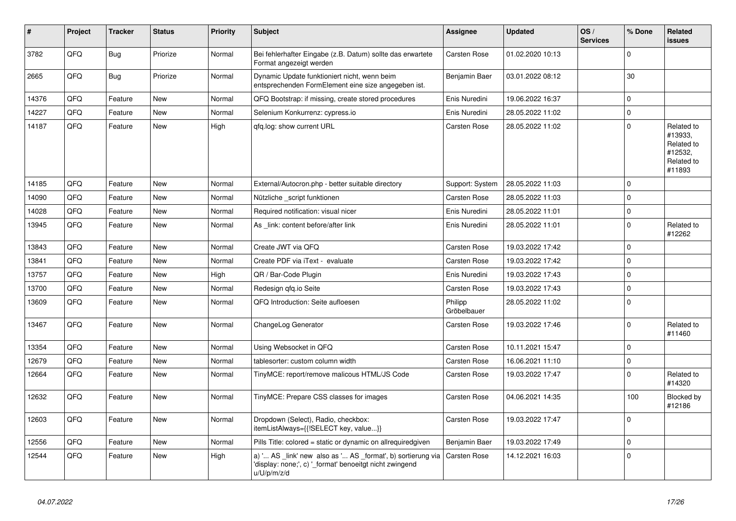| # | Project | Tracker | Status | Priority | Subject | Assignee | Updated | OS / Services | % Done | Related issues |
|---|---|---|---|---|---|---|---|---|---|---|
| 3782 | QFQ | Bug | Priorize | Normal | Bei fehlerhafter Eingabe (z.B. Datum) sollte das erwartete Format angezeigt werden | Carsten Rose | 01.02.2020 10:13 | | 0 | |
| 2665 | QFQ | Bug | Priorize | Normal | Dynamic Update funktioniert nicht, wenn beim entsprechenden FormElement eine size angegeben ist. | Benjamin Baer | 03.01.2022 08:12 | | 30 | |
| 14376 | QFQ | Feature | New | Normal | QFQ Bootstrap: if missing, create stored procedures | Enis Nuredini | 19.06.2022 16:37 | | 0 | |
| 14227 | QFQ | Feature | New | Normal | Selenium Konkurrenz: cypress.io | Enis Nuredini | 28.05.2022 11:02 | | 0 | |
| 14187 | QFQ | Feature | New | High | qfq.log: show current URL | Carsten Rose | 28.05.2022 11:02 | | 0 | Related to #13933, Related to #12532, Related to #11893 |
| 14185 | QFQ | Feature | New | Normal | External/Autocron.php - better suitable directory | Support: System | 28.05.2022 11:03 | | 0 | |
| 14090 | QFQ | Feature | New | Normal | Nützliche _script funktionen | Carsten Rose | 28.05.2022 11:03 | | 0 | |
| 14028 | QFQ | Feature | New | Normal | Required notification: visual nicer | Enis Nuredini | 28.05.2022 11:01 | | 0 | |
| 13945 | QFQ | Feature | New | Normal | As _link: content before/after link | Enis Nuredini | 28.05.2022 11:01 | | 0 | Related to #12262 |
| 13843 | QFQ | Feature | New | Normal | Create JWT via QFQ | Carsten Rose | 19.03.2022 17:42 | | 0 | |
| 13841 | QFQ | Feature | New | Normal | Create PDF via iText - evaluate | Carsten Rose | 19.03.2022 17:42 | | 0 | |
| 13757 | QFQ | Feature | New | High | QR / Bar-Code Plugin | Enis Nuredini | 19.03.2022 17:43 | | 0 | |
| 13700 | QFQ | Feature | New | Normal | Redesign qfq.io Seite | Carsten Rose | 19.03.2022 17:43 | | 0 | |
| 13609 | QFQ | Feature | New | Normal | QFQ Introduction: Seite aufloesen | Philipp Gröbelbauer | 28.05.2022 11:02 | | 0 | |
| 13467 | QFQ | Feature | New | Normal | ChangeLog Generator | Carsten Rose | 19.03.2022 17:46 | | 0 | Related to #11460 |
| 13354 | QFQ | Feature | New | Normal | Using Websocket in QFQ | Carsten Rose | 10.11.2021 15:47 | | 0 | |
| 12679 | QFQ | Feature | New | Normal | tablesorter: custom column width | Carsten Rose | 16.06.2021 11:10 | | 0 | |
| 12664 | QFQ | Feature | New | Normal | TinyMCE: report/remove malicous HTML/JS Code | Carsten Rose | 19.03.2022 17:47 | | 0 | Related to #14320 |
| 12632 | QFQ | Feature | New | Normal | TinyMCE: Prepare CSS classes for images | Carsten Rose | 04.06.2021 14:35 | | 100 | Blocked by #12186 |
| 12603 | QFQ | Feature | New | Normal | Dropdown (Select), Radio, checkbox: itemListAlways={{!SELECT key, value...}} | Carsten Rose | 19.03.2022 17:47 | | 0 | |
| 12556 | QFQ | Feature | New | Normal | Pills Title: colored = static or dynamic on allrequiredgiven | Benjamin Baer | 19.03.2022 17:49 | | 0 | |
| 12544 | QFQ | Feature | New | High | a) '... AS _link' new also as '... AS _format', b) sortierung via 'display: none;', c) '_format' benoeitgt nicht zwingend u/U/p/m/z/d | Carsten Rose | 14.12.2021 16:03 | | 0 | |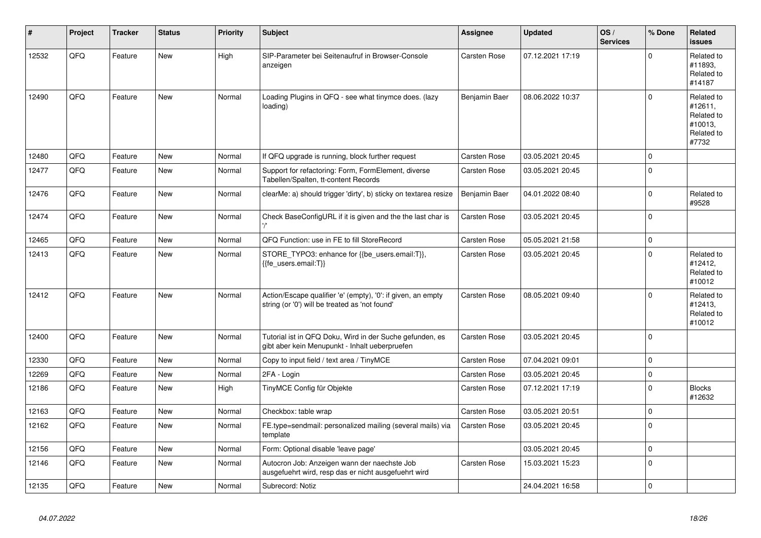| # | Project | Tracker | Status | Priority | Subject | Assignee | Updated | OS / Services | % Done | Related issues |
|---|---|---|---|---|---|---|---|---|---|---|
| 12532 | QFQ | Feature | New | High | SIP-Parameter bei Seitenaufruf in Browser-Console anzeigen | Carsten Rose | 07.12.2021 17:19 | | 0 | Related to #11893, Related to #14187 |
| 12490 | QFQ | Feature | New | Normal | Loading Plugins in QFQ - see what tinymce does. (lazy loading) | Benjamin Baer | 08.06.2022 10:37 | | 0 | Related to #12611, Related to #10013, Related to #7732 |
| 12480 | QFQ | Feature | New | Normal | If QFQ upgrade is running, block further request | Carsten Rose | 03.05.2021 20:45 | | 0 | |
| 12477 | QFQ | Feature | New | Normal | Support for refactoring: Form, FormElement, diverse Tabellen/Spalten, tt-content Records | Carsten Rose | 03.05.2021 20:45 | | 0 | |
| 12476 | QFQ | Feature | New | Normal | clearMe: a) should trigger 'dirty', b) sticky on textarea resize | Benjamin Baer | 04.01.2022 08:40 | | 0 | Related to #9528 |
| 12474 | QFQ | Feature | New | Normal | Check BaseConfigURL if it is given and the the last char is '/' | Carsten Rose | 03.05.2021 20:45 | | 0 | |
| 12465 | QFQ | Feature | New | Normal | QFQ Function: use in FE to fill StoreRecord | Carsten Rose | 05.05.2021 21:58 | | 0 | |
| 12413 | QFQ | Feature | New | Normal | STORE_TYPO3: enhance for {{be_users.email:T}}, {{fe_users.email:T}} | Carsten Rose | 03.05.2021 20:45 | | 0 | Related to #12412, Related to #10012 |
| 12412 | QFQ | Feature | New | Normal | Action/Escape qualifier 'e' (empty), '0': if given, an empty string (or '0') will be treated as 'not found' | Carsten Rose | 08.05.2021 09:40 | | 0 | Related to #12413, Related to #10012 |
| 12400 | QFQ | Feature | New | Normal | Tutorial ist in QFQ Doku, Wird in der Suche gefunden, es gibt aber kein Menupunkt - Inhalt ueberpruefen | Carsten Rose | 03.05.2021 20:45 | | 0 | |
| 12330 | QFQ | Feature | New | Normal | Copy to input field / text area / TinyMCE | Carsten Rose | 07.04.2021 09:01 | | 0 | |
| 12269 | QFQ | Feature | New | Normal | 2FA - Login | Carsten Rose | 03.05.2021 20:45 | | 0 | |
| 12186 | QFQ | Feature | New | High | TinyMCE Config für Objekte | Carsten Rose | 07.12.2021 17:19 | | 0 | Blocks #12632 |
| 12163 | QFQ | Feature | New | Normal | Checkbox: table wrap | Carsten Rose | 03.05.2021 20:51 | | 0 | |
| 12162 | QFQ | Feature | New | Normal | FE.type=sendmail: personalized mailing (several mails) via template | Carsten Rose | 03.05.2021 20:45 | | 0 | |
| 12156 | QFQ | Feature | New | Normal | Form: Optional disable 'leave page' | | 03.05.2021 20:45 | | 0 | |
| 12146 | QFQ | Feature | New | Normal | Autocron Job: Anzeigen wann der naechste Job ausgefuehrt wird, resp das er nicht ausgefuehrt wird | Carsten Rose | 15.03.2021 15:23 | | 0 | |
| 12135 | QFQ | Feature | New | Normal | Subrecord: Notiz | | 24.04.2021 16:58 | | 0 | |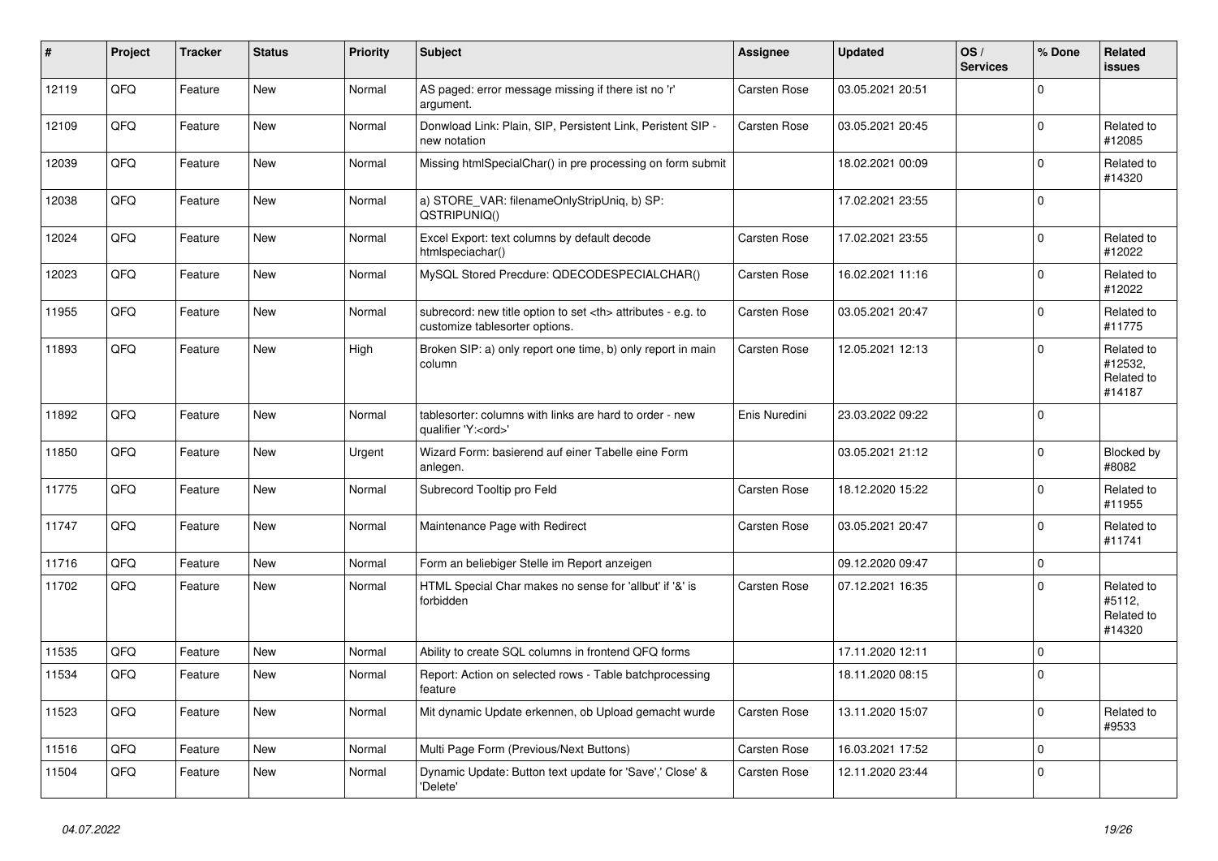| # | Project | Tracker | Status | Priority | Subject | Assignee | Updated | OS / Services | % Done | Related issues |
|---|---|---|---|---|---|---|---|---|---|---|
| 12119 | QFQ | Feature | New | Normal | AS paged: error message missing if there ist no 'r' argument. | Carsten Rose | 03.05.2021 20:51 | | 0 | |
| 12109 | QFQ | Feature | New | Normal | Donwload Link: Plain, SIP, Persistent Link, Peristent SIP - new notation | Carsten Rose | 03.05.2021 20:45 | | 0 | Related to #12085 |
| 12039 | QFQ | Feature | New | Normal | Missing htmlSpecialChar() in pre processing on form submit | | 18.02.2021 00:09 | | 0 | Related to #14320 |
| 12038 | QFQ | Feature | New | Normal | a) STORE_VAR: filenameOnlyStripUniq, b) SP: QSTRIPUNIQ() | | 17.02.2021 23:55 | | 0 | |
| 12024 | QFQ | Feature | New | Normal | Excel Export: text columns by default decode htmlspeciachar() | Carsten Rose | 17.02.2021 23:55 | | 0 | Related to #12022 |
| 12023 | QFQ | Feature | New | Normal | MySQL Stored Precdure: QDECODESPECIALCHAR() | Carsten Rose | 16.02.2021 11:16 | | 0 | Related to #12022 |
| 11955 | QFQ | Feature | New | Normal | subrecord: new title option to set <th> attributes - e.g. to customize tablesorter options. | Carsten Rose | 03.05.2021 20:47 | | 0 | Related to #11775 |
| 11893 | QFQ | Feature | New | High | Broken SIP: a) only report one time, b) only report in main column | Carsten Rose | 12.05.2021 12:13 | | 0 | Related to #12532, Related to #14187 |
| 11892 | QFQ | Feature | New | Normal | tablesorter: columns with links are hard to order - new qualifier 'Y:<ord>' | Enis Nuredini | 23.03.2022 09:22 | | 0 | |
| 11850 | QFQ | Feature | New | Urgent | Wizard Form: basierend auf einer Tabelle eine Form anlegen. | | 03.05.2021 21:12 | | 0 | Blocked by #8082 |
| 11775 | QFQ | Feature | New | Normal | Subrecord Tooltip pro Feld | Carsten Rose | 18.12.2020 15:22 | | 0 | Related to #11955 |
| 11747 | QFQ | Feature | New | Normal | Maintenance Page with Redirect | Carsten Rose | 03.05.2021 20:47 | | 0 | Related to #11741 |
| 11716 | QFQ | Feature | New | Normal | Form an beliebiger Stelle im Report anzeigen | | 09.12.2020 09:47 | | 0 | |
| 11702 | QFQ | Feature | New | Normal | HTML Special Char makes no sense for 'allbut' if '&' is forbidden | Carsten Rose | 07.12.2021 16:35 | | 0 | Related to #5112, Related to #14320 |
| 11535 | QFQ | Feature | New | Normal | Ability to create SQL columns in frontend QFQ forms | | 17.11.2020 12:11 | | 0 | |
| 11534 | QFQ | Feature | New | Normal | Report: Action on selected rows - Table batchprocessing feature | | 18.11.2020 08:15 | | 0 | |
| 11523 | QFQ | Feature | New | Normal | Mit dynamic Update erkennen, ob Upload gemacht wurde | Carsten Rose | 13.11.2020 15:07 | | 0 | Related to #9533 |
| 11516 | QFQ | Feature | New | Normal | Multi Page Form (Previous/Next Buttons) | Carsten Rose | 16.03.2021 17:52 | | 0 | |
| 11504 | QFQ | Feature | New | Normal | Dynamic Update: Button text update for 'Save',' Close' & 'Delete' | Carsten Rose | 12.11.2020 23:44 | | 0 | |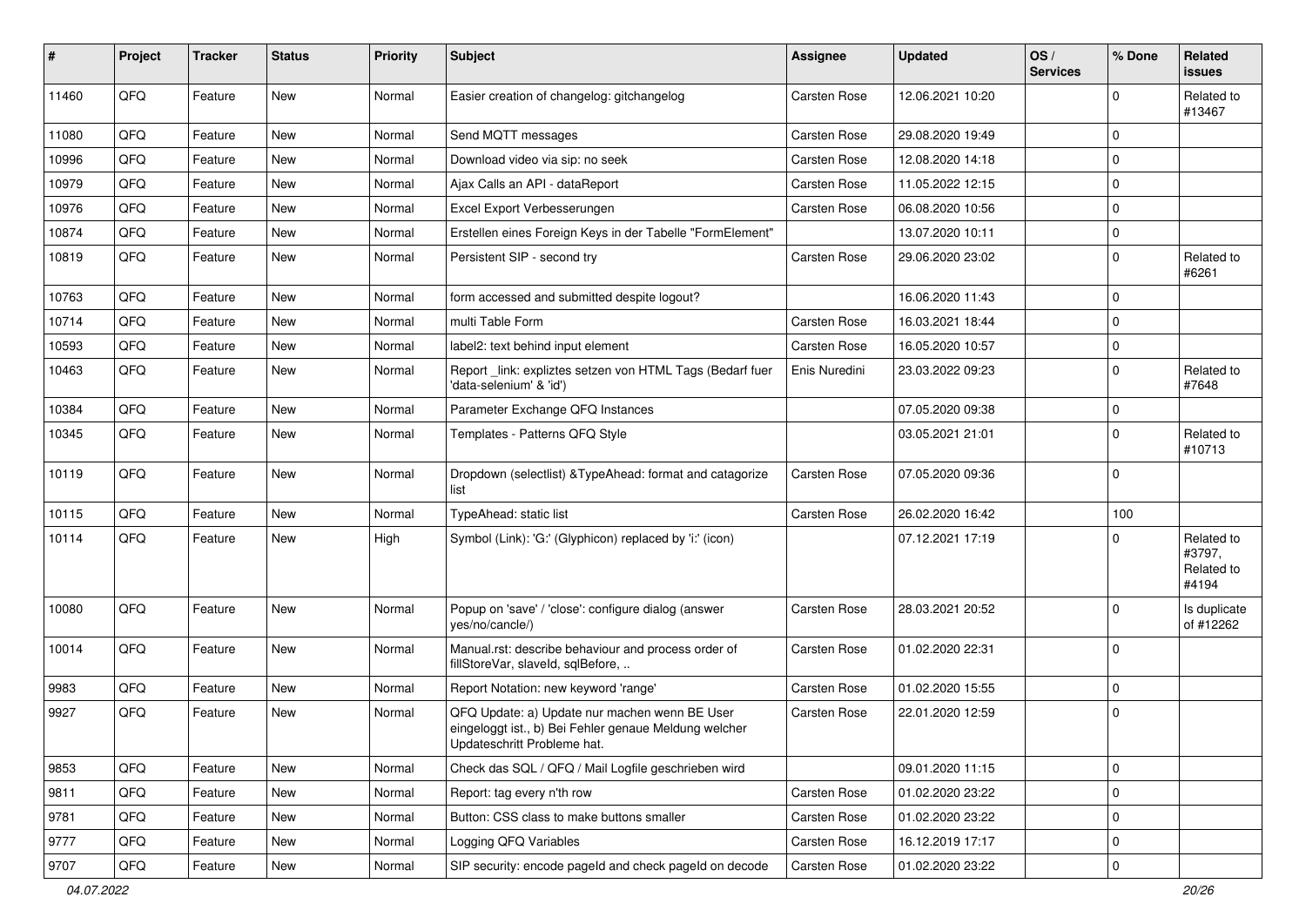| # | Project | Tracker | Status | Priority | Subject | Assignee | Updated | OS / Services | % Done | Related issues |
|---|---|---|---|---|---|---|---|---|---|---|
| 11460 | QFQ | Feature | New | Normal | Easier creation of changelog: gitchangelog | Carsten Rose | 12.06.2021 10:20 | | 0 | Related to #13467 |
| 11080 | QFQ | Feature | New | Normal | Send MQTT messages | Carsten Rose | 29.08.2020 19:49 | | 0 | |
| 10996 | QFQ | Feature | New | Normal | Download video via sip: no seek | Carsten Rose | 12.08.2020 14:18 | | 0 | |
| 10979 | QFQ | Feature | New | Normal | Ajax Calls an API - dataReport | Carsten Rose | 11.05.2022 12:15 | | 0 | |
| 10976 | QFQ | Feature | New | Normal | Excel Export Verbesserungen | Carsten Rose | 06.08.2020 10:56 | | 0 | |
| 10874 | QFQ | Feature | New | Normal | Erstellen eines Foreign Keys in der Tabelle "FormElement" | | 13.07.2020 10:11 | | 0 | |
| 10819 | QFQ | Feature | New | Normal | Persistent SIP - second try | Carsten Rose | 29.06.2020 23:02 | | 0 | Related to #6261 |
| 10763 | QFQ | Feature | New | Normal | form accessed and submitted despite logout? | | 16.06.2020 11:43 | | 0 | |
| 10714 | QFQ | Feature | New | Normal | multi Table Form | Carsten Rose | 16.03.2021 18:44 | | 0 | |
| 10593 | QFQ | Feature | New | Normal | label2: text behind input element | Carsten Rose | 16.05.2020 10:57 | | 0 | |
| 10463 | QFQ | Feature | New | Normal | Report _link: expliztes setzen von HTML Tags (Bedarf fuer 'data-selenium' & 'id') | Enis Nuredini | 23.03.2022 09:23 | | 0 | Related to #7648 |
| 10384 | QFQ | Feature | New | Normal | Parameter Exchange QFQ Instances | | 07.05.2020 09:38 | | 0 | |
| 10345 | QFQ | Feature | New | Normal | Templates - Patterns QFQ Style | | 03.05.2021 21:01 | | 0 | Related to #10713 |
| 10119 | QFQ | Feature | New | Normal | Dropdown (selectlist) &TypeAhead: format and catagorize list | Carsten Rose | 07.05.2020 09:36 | | 0 | |
| 10115 | QFQ | Feature | New | Normal | TypeAhead: static list | Carsten Rose | 26.02.2020 16:42 | | 100 | |
| 10114 | QFQ | Feature | New | High | Symbol (Link): 'G:' (Glyphicon) replaced by 'i:' (icon) | | 07.12.2021 17:19 | | 0 | Related to #3797, Related to #4194 |
| 10080 | QFQ | Feature | New | Normal | Popup on 'save' / 'close': configure dialog (answer yes/no/cancle/) | Carsten Rose | 28.03.2021 20:52 | | 0 | Is duplicate of #12262 |
| 10014 | QFQ | Feature | New | Normal | Manual.rst: describe behaviour and process order of fillStoreVar, slaveId, sqlBefore, .. | Carsten Rose | 01.02.2020 22:31 | | 0 | |
| 9983 | QFQ | Feature | New | Normal | Report Notation: new keyword 'range' | Carsten Rose | 01.02.2020 15:55 | | 0 | |
| 9927 | QFQ | Feature | New | Normal | QFQ Update: a) Update nur machen wenn BE User eingeloggt ist., b) Bei Fehler genaue Meldung welcher Updateschritt Probleme hat. | Carsten Rose | 22.01.2020 12:59 | | 0 | |
| 9853 | QFQ | Feature | New | Normal | Check das SQL / QFQ / Mail Logfile geschrieben wird | | 09.01.2020 11:15 | | 0 | |
| 9811 | QFQ | Feature | New | Normal | Report: tag every n'th row | Carsten Rose | 01.02.2020 23:22 | | 0 | |
| 9781 | QFQ | Feature | New | Normal | Button: CSS class to make buttons smaller | Carsten Rose | 01.02.2020 23:22 | | 0 | |
| 9777 | QFQ | Feature | New | Normal | Logging QFQ Variables | Carsten Rose | 16.12.2019 17:17 | | 0 | |
| 9707 | QFQ | Feature | New | Normal | SIP security: encode pageId and check pageId on decode | Carsten Rose | 01.02.2020 23:22 | | 0 | |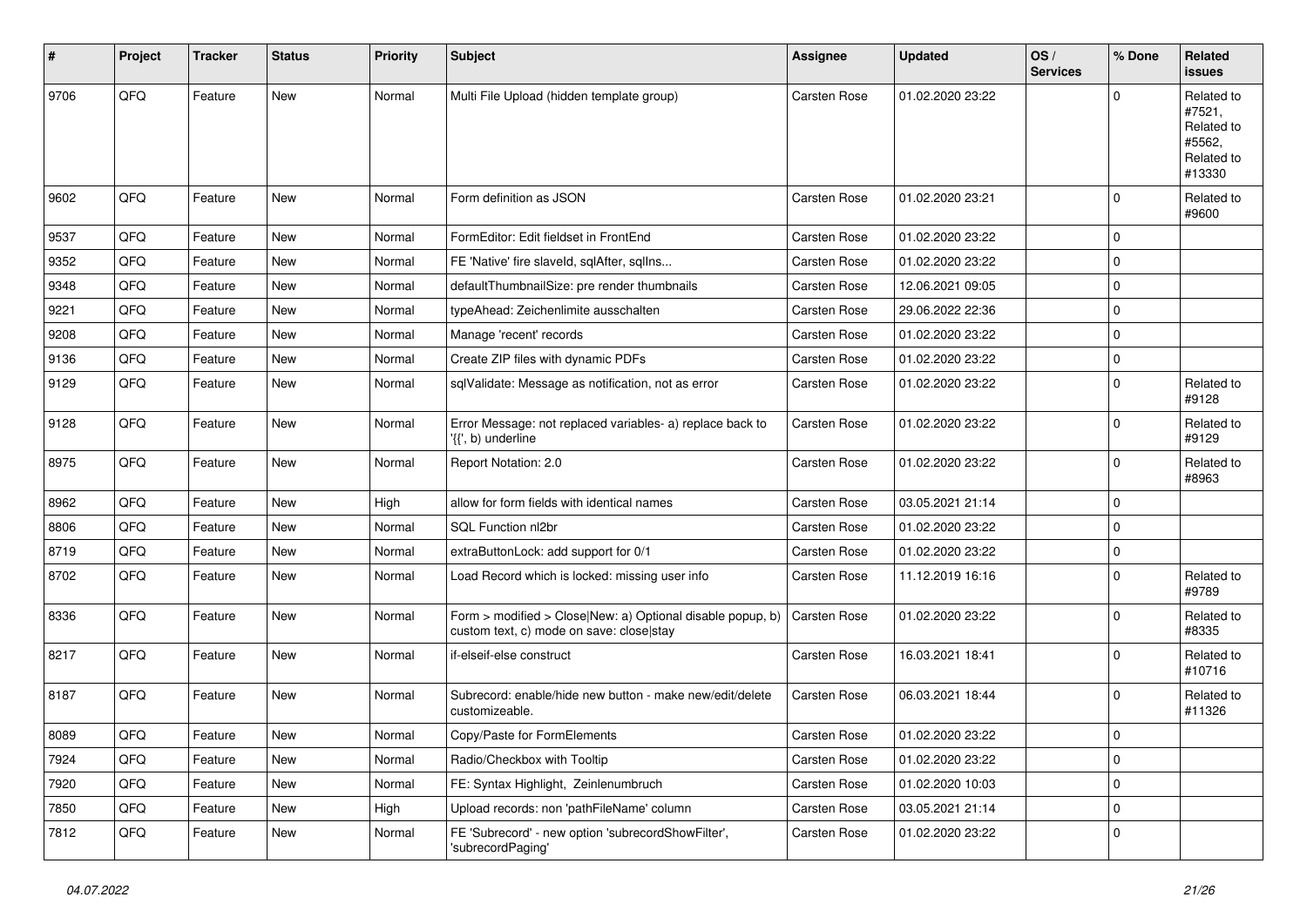| # | Project | Tracker | Status | Priority | Subject | Assignee | Updated | OS / Services | % Done | Related issues |
|---|---|---|---|---|---|---|---|---|---|---|
| 9706 | QFQ | Feature | New | Normal | Multi File Upload (hidden template group) | Carsten Rose | 01.02.2020 23:22 | | 0 | Related to #7521, Related to #5562, Related to #13330 |
| 9602 | QFQ | Feature | New | Normal | Form definition as JSON | Carsten Rose | 01.02.2020 23:21 | | 0 | Related to #9600 |
| 9537 | QFQ | Feature | New | Normal | FormEditor: Edit fieldset in FrontEnd | Carsten Rose | 01.02.2020 23:22 | | 0 | |
| 9352 | QFQ | Feature | New | Normal | FE 'Native' fire slaveId, sqlAfter, sqlIns... | Carsten Rose | 01.02.2020 23:22 | | 0 | |
| 9348 | QFQ | Feature | New | Normal | defaultThumbnailSize: pre render thumbnails | Carsten Rose | 12.06.2021 09:05 | | 0 | |
| 9221 | QFQ | Feature | New | Normal | typeAhead: Zeichenlimite ausschalten | Carsten Rose | 29.06.2022 22:36 | | 0 | |
| 9208 | QFQ | Feature | New | Normal | Manage 'recent' records | Carsten Rose | 01.02.2020 23:22 | | 0 | |
| 9136 | QFQ | Feature | New | Normal | Create ZIP files with dynamic PDFs | Carsten Rose | 01.02.2020 23:22 | | 0 | |
| 9129 | QFQ | Feature | New | Normal | sqlValidate: Message as notification, not as error | Carsten Rose | 01.02.2020 23:22 | | 0 | Related to #9128 |
| 9128 | QFQ | Feature | New | Normal | Error Message: not replaced variables- a) replace back to '{{', b) underline | Carsten Rose | 01.02.2020 23:22 | | 0 | Related to #9129 |
| 8975 | QFQ | Feature | New | Normal | Report Notation: 2.0 | Carsten Rose | 01.02.2020 23:22 | | 0 | Related to #8963 |
| 8962 | QFQ | Feature | New | High | allow for form fields with identical names | Carsten Rose | 03.05.2021 21:14 | | 0 | |
| 8806 | QFQ | Feature | New | Normal | SQL Function nl2br | Carsten Rose | 01.02.2020 23:22 | | 0 | |
| 8719 | QFQ | Feature | New | Normal | extraButtonLock: add support for 0/1 | Carsten Rose | 01.02.2020 23:22 | | 0 | |
| 8702 | QFQ | Feature | New | Normal | Load Record which is locked: missing user info | Carsten Rose | 11.12.2019 16:16 | | 0 | Related to #9789 |
| 8336 | QFQ | Feature | New | Normal | Form > modified > Close\|New: a) Optional disable popup, b) custom text, c) mode on save: close\|stay | Carsten Rose | 01.02.2020 23:22 | | 0 | Related to #8335 |
| 8217 | QFQ | Feature | New | Normal | if-elseif-else construct | Carsten Rose | 16.03.2021 18:41 | | 0 | Related to #10716 |
| 8187 | QFQ | Feature | New | Normal | Subrecord: enable/hide new button - make new/edit/delete customizeable. | Carsten Rose | 06.03.2021 18:44 | | 0 | Related to #11326 |
| 8089 | QFQ | Feature | New | Normal | Copy/Paste for FormElements | Carsten Rose | 01.02.2020 23:22 | | 0 | |
| 7924 | QFQ | Feature | New | Normal | Radio/Checkbox with Tooltip | Carsten Rose | 01.02.2020 23:22 | | 0 | |
| 7920 | QFQ | Feature | New | Normal | FE: Syntax Highlight, Zeinlenumbruch | Carsten Rose | 01.02.2020 10:03 | | 0 | |
| 7850 | QFQ | Feature | New | High | Upload records: non 'pathFileName' column | Carsten Rose | 03.05.2021 21:14 | | 0 | |
| 7812 | QFQ | Feature | New | Normal | FE 'Subrecord' - new option 'subrecordShowFilter', 'subrecordPaging' | Carsten Rose | 01.02.2020 23:22 | | 0 | |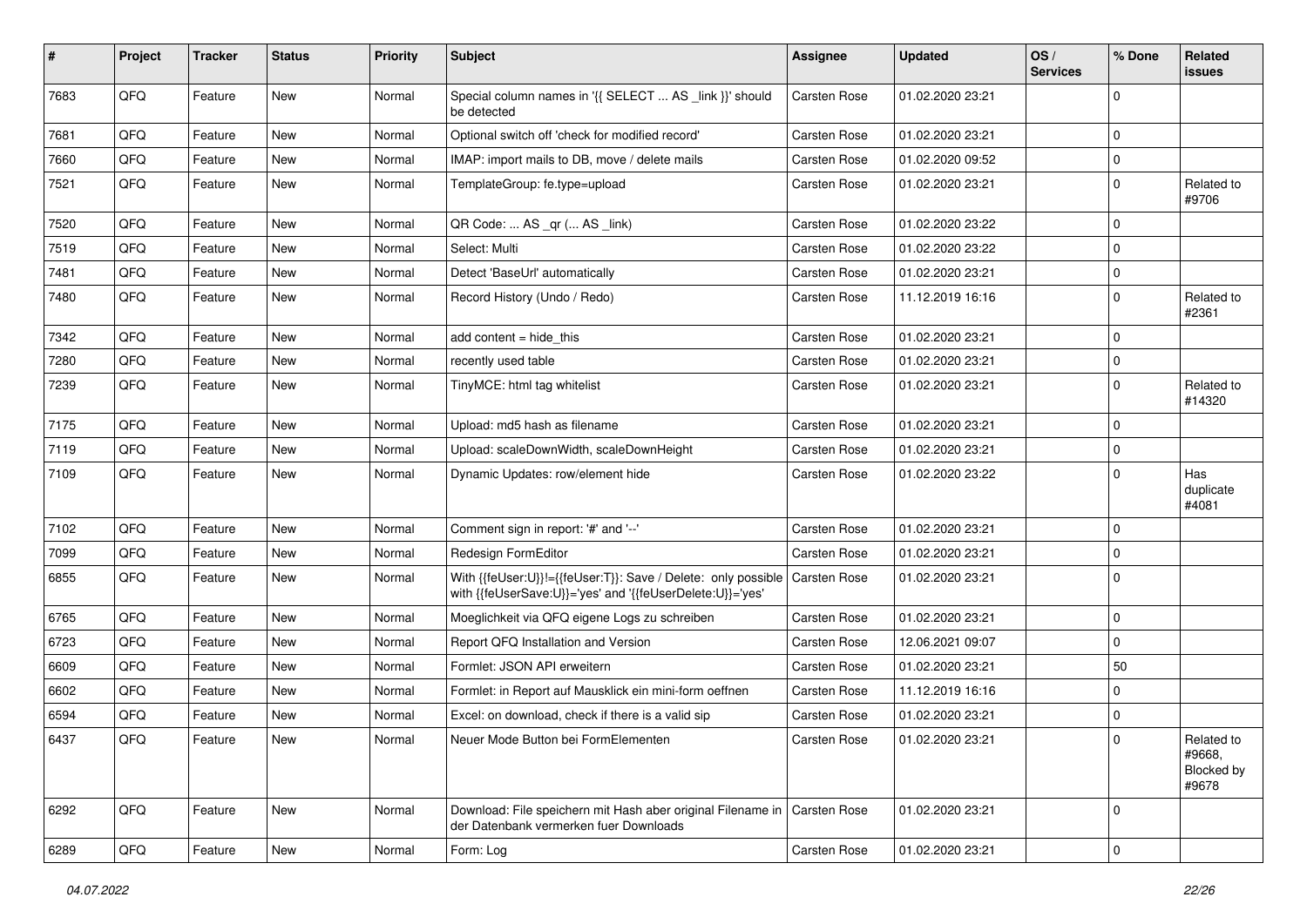| # | Project | Tracker | Status | Priority | Subject | Assignee | Updated | OS / Services | % Done | Related issues |
|---|---|---|---|---|---|---|---|---|---|---|
| 7683 | QFQ | Feature | New | Normal | Special column names in '{{ SELECT ... AS _link }}' should be detected | Carsten Rose | 01.02.2020 23:21 | | 0 | |
| 7681 | QFQ | Feature | New | Normal | Optional switch off 'check for modified record' | Carsten Rose | 01.02.2020 23:21 | | 0 | |
| 7660 | QFQ | Feature | New | Normal | IMAP: import mails to DB, move / delete mails | Carsten Rose | 01.02.2020 09:52 | | 0 | |
| 7521 | QFQ | Feature | New | Normal | TemplateGroup: fe.type=upload | Carsten Rose | 01.02.2020 23:21 | | 0 | Related to #9706 |
| 7520 | QFQ | Feature | New | Normal | QR Code: ... AS _qr (... AS _link) | Carsten Rose | 01.02.2020 23:22 | | 0 | |
| 7519 | QFQ | Feature | New | Normal | Select: Multi | Carsten Rose | 01.02.2020 23:22 | | 0 | |
| 7481 | QFQ | Feature | New | Normal | Detect 'BaseUrl' automatically | Carsten Rose | 01.02.2020 23:21 | | 0 | |
| 7480 | QFQ | Feature | New | Normal | Record History (Undo / Redo) | Carsten Rose | 11.12.2019 16:16 | | 0 | Related to #2361 |
| 7342 | QFQ | Feature | New | Normal | add content = hide_this | Carsten Rose | 01.02.2020 23:21 | | 0 | |
| 7280 | QFQ | Feature | New | Normal | recently used table | Carsten Rose | 01.02.2020 23:21 | | 0 | |
| 7239 | QFQ | Feature | New | Normal | TinyMCE: html tag whitelist | Carsten Rose | 01.02.2020 23:21 | | 0 | Related to #14320 |
| 7175 | QFQ | Feature | New | Normal | Upload: md5 hash as filename | Carsten Rose | 01.02.2020 23:21 | | 0 | |
| 7119 | QFQ | Feature | New | Normal | Upload: scaleDownWidth, scaleDownHeight | Carsten Rose | 01.02.2020 23:21 | | 0 | |
| 7109 | QFQ | Feature | New | Normal | Dynamic Updates: row/element hide | Carsten Rose | 01.02.2020 23:22 | | 0 | Has duplicate #4081 |
| 7102 | QFQ | Feature | New | Normal | Comment sign in report: '#' and '--' | Carsten Rose | 01.02.2020 23:21 | | 0 | |
| 7099 | QFQ | Feature | New | Normal | Redesign FormEditor | Carsten Rose | 01.02.2020 23:21 | | 0 | |
| 6855 | QFQ | Feature | New | Normal | With {{feUser:U}}!={{feUser:T}}: Save / Delete: only possible with {{feUserSave:U}}='yes' and '{{feUserDelete:U}}='yes' | Carsten Rose | 01.02.2020 23:21 | | 0 | |
| 6765 | QFQ | Feature | New | Normal | Moeglichkeit via QFQ eigene Logs zu schreiben | Carsten Rose | 01.02.2020 23:21 | | 0 | |
| 6723 | QFQ | Feature | New | Normal | Report QFQ Installation and Version | Carsten Rose | 12.06.2021 09:07 | | 0 | |
| 6609 | QFQ | Feature | New | Normal | Formlet: JSON API erweitern | Carsten Rose | 01.02.2020 23:21 | | 50 | |
| 6602 | QFQ | Feature | New | Normal | Formlet: in Report auf Mausklick ein mini-form oeffnen | Carsten Rose | 11.12.2019 16:16 | | 0 | |
| 6594 | QFQ | Feature | New | Normal | Excel: on download, check if there is a valid sip | Carsten Rose | 01.02.2020 23:21 | | 0 | |
| 6437 | QFQ | Feature | New | Normal | Neuer Mode Button bei FormElementen | Carsten Rose | 01.02.2020 23:21 | | 0 | Related to #9668, Blocked by #9678 |
| 6292 | QFQ | Feature | New | Normal | Download: File speichern mit Hash aber original Filename in der Datenbank vermerken fuer Downloads | Carsten Rose | 01.02.2020 23:21 | | 0 | |
| 6289 | QFQ | Feature | New | Normal | Form: Log | Carsten Rose | 01.02.2020 23:21 | | 0 | |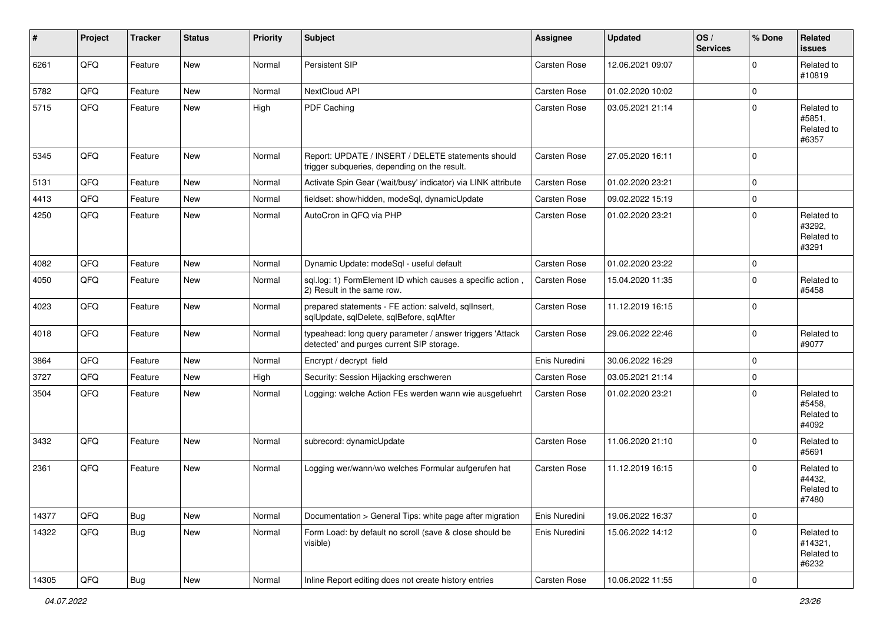| # | Project | Tracker | Status | Priority | Subject | Assignee | Updated | OS / Services | % Done | Related issues |
|---|---|---|---|---|---|---|---|---|---|---|
| 6261 | QFQ | Feature | New | Normal | Persistent SIP | Carsten Rose | 12.06.2021 09:07 | | 0 | Related to #10819 |
| 5782 | QFQ | Feature | New | Normal | NextCloud API | Carsten Rose | 01.02.2020 10:02 | | 0 | |
| 5715 | QFQ | Feature | New | High | PDF Caching | Carsten Rose | 03.05.2021 21:14 | | 0 | Related to #5851, Related to #6357 |
| 5345 | QFQ | Feature | New | Normal | Report: UPDATE / INSERT / DELETE statements should trigger subqueries, depending on the result. | Carsten Rose | 27.05.2020 16:11 | | 0 | |
| 5131 | QFQ | Feature | New | Normal | Activate Spin Gear ('wait/busy' indicator) via LINK attribute | Carsten Rose | 01.02.2020 23:21 | | 0 | |
| 4413 | QFQ | Feature | New | Normal | fieldset: show/hidden, modeSql, dynamicUpdate | Carsten Rose | 09.02.2022 15:19 | | 0 | |
| 4250 | QFQ | Feature | New | Normal | AutoCron in QFQ via PHP | Carsten Rose | 01.02.2020 23:21 | | 0 | Related to #3292, Related to #3291 |
| 4082 | QFQ | Feature | New | Normal | Dynamic Update: modeSql - useful default | Carsten Rose | 01.02.2020 23:22 | | 0 | |
| 4050 | QFQ | Feature | New | Normal | sql.log: 1) FormElement ID which causes a specific action , 2) Result in the same row. | Carsten Rose | 15.04.2020 11:35 | | 0 | Related to #5458 |
| 4023 | QFQ | Feature | New | Normal | prepared statements - FE action: salveld, sqlInsert, sqlUpdate, sqlDelete, sqlBefore, sqlAfter | Carsten Rose | 11.12.2019 16:15 | | 0 | |
| 4018 | QFQ | Feature | New | Normal | typeahead: long query parameter / answer triggers 'Attack detected' and purges current SIP storage. | Carsten Rose | 29.06.2022 22:46 | | 0 | Related to #9077 |
| 3864 | QFQ | Feature | New | Normal | Encrypt / decrypt field | Enis Nuredini | 30.06.2022 16:29 | | 0 | |
| 3727 | QFQ | Feature | New | High | Security: Session Hijacking erschweren | Carsten Rose | 03.05.2021 21:14 | | 0 | |
| 3504 | QFQ | Feature | New | Normal | Logging: welche Action FEs werden wann wie ausgefuehrt | Carsten Rose | 01.02.2020 23:21 | | 0 | Related to #5458, Related to #4092 |
| 3432 | QFQ | Feature | New | Normal | subrecord: dynamicUpdate | Carsten Rose | 11.06.2020 21:10 | | 0 | Related to #5691 |
| 2361 | QFQ | Feature | New | Normal | Logging wer/wann/wo welches Formular aufgerufen hat | Carsten Rose | 11.12.2019 16:15 | | 0 | Related to #4432, Related to #7480 |
| 14377 | QFQ | Bug | New | Normal | Documentation > General Tips: white page after migration | Enis Nuredini | 19.06.2022 16:37 | | 0 | |
| 14322 | QFQ | Bug | New | Normal | Form Load: by default no scroll (save & close should be visible) | Enis Nuredini | 15.06.2022 14:12 | | 0 | Related to #14321, Related to #6232 |
| 14305 | QFQ | Bug | New | Normal | Inline Report editing does not create history entries | Carsten Rose | 10.06.2022 11:55 | | 0 | |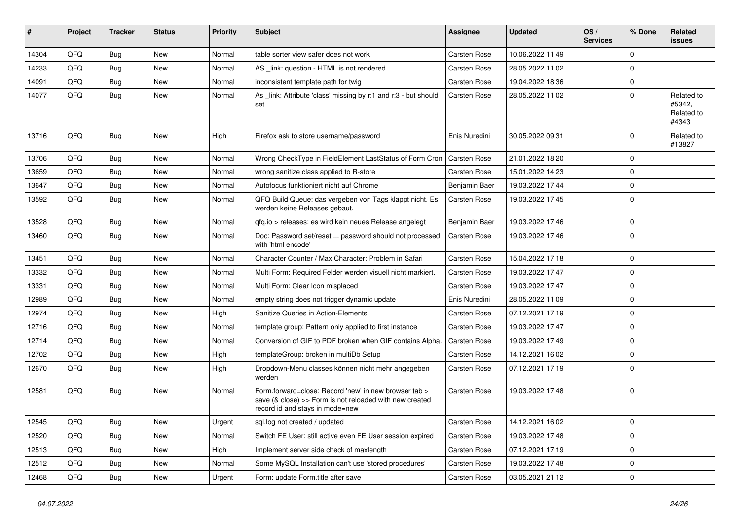| # | Project | Tracker | Status | Priority | Subject | Assignee | Updated | OS / Services | % Done | Related issues |
|---|---|---|---|---|---|---|---|---|---|---|
| 14304 | QFQ | Bug | New | Normal | table sorter view safer does not work | Carsten Rose | 10.06.2022 11:49 | | 0 | |
| 14233 | QFQ | Bug | New | Normal | AS _link: question - HTML is not rendered | Carsten Rose | 28.05.2022 11:02 | | 0 | |
| 14091 | QFQ | Bug | New | Normal | inconsistent template path for twig | Carsten Rose | 19.04.2022 18:36 | | 0 | |
| 14077 | QFQ | Bug | New | Normal | As _link: Attribute 'class' missing by r:1 and r:3 - but should set | Carsten Rose | 28.05.2022 11:02 | | 0 | Related to #5342, Related to #4343 |
| 13716 | QFQ | Bug | New | High | Firefox ask to store username/password | Enis Nuredini | 30.05.2022 09:31 | | 0 | Related to #13827 |
| 13706 | QFQ | Bug | New | Normal | Wrong CheckType in FieldElement LastStatus of Form Cron | Carsten Rose | 21.01.2022 18:20 | | 0 | |
| 13659 | QFQ | Bug | New | Normal | wrong sanitize class applied to R-store | Carsten Rose | 15.01.2022 14:23 | | 0 | |
| 13647 | QFQ | Bug | New | Normal | Autofocus funktioniert nicht auf Chrome | Benjamin Baer | 19.03.2022 17:44 | | 0 | |
| 13592 | QFQ | Bug | New | Normal | QFQ Build Queue: das vergeben von Tags klappt nicht. Es werden keine Releases gebaut. | Carsten Rose | 19.03.2022 17:45 | | 0 | |
| 13528 | QFQ | Bug | New | Normal | qfq.io > releases: es wird kein neues Release angelegt | Benjamin Baer | 19.03.2022 17:46 | | 0 | |
| 13460 | QFQ | Bug | New | Normal | Doc: Password set/reset ... password should not processed with 'html encode' | Carsten Rose | 19.03.2022 17:46 | | 0 | |
| 13451 | QFQ | Bug | New | Normal | Character Counter / Max Character: Problem in Safari | Carsten Rose | 15.04.2022 17:18 | | 0 | |
| 13332 | QFQ | Bug | New | Normal | Multi Form: Required Felder werden visuell nicht markiert. | Carsten Rose | 19.03.2022 17:47 | | 0 | |
| 13331 | QFQ | Bug | New | Normal | Multi Form: Clear Icon misplaced | Carsten Rose | 19.03.2022 17:47 | | 0 | |
| 12989 | QFQ | Bug | New | Normal | empty string does not trigger dynamic update | Enis Nuredini | 28.05.2022 11:09 | | 0 | |
| 12974 | QFQ | Bug | New | High | Sanitize Queries in Action-Elements | Carsten Rose | 07.12.2021 17:19 | | 0 | |
| 12716 | QFQ | Bug | New | Normal | template group: Pattern only applied to first instance | Carsten Rose | 19.03.2022 17:47 | | 0 | |
| 12714 | QFQ | Bug | New | Normal | Conversion of GIF to PDF broken when GIF contains Alpha. | Carsten Rose | 19.03.2022 17:49 | | 0 | |
| 12702 | QFQ | Bug | New | High | templateGroup: broken in multiDb Setup | Carsten Rose | 14.12.2021 16:02 | | 0 | |
| 12670 | QFQ | Bug | New | High | Dropdown-Menu classes können nicht mehr angegeben werden | Carsten Rose | 07.12.2021 17:19 | | 0 | |
| 12581 | QFQ | Bug | New | Normal | Form.forward=close: Record 'new' in new browser tab > save (& close) >> Form is not reloaded with new created record id and stays in mode=new | Carsten Rose | 19.03.2022 17:48 | | 0 | |
| 12545 | QFQ | Bug | New | Urgent | sql.log not created / updated | Carsten Rose | 14.12.2021 16:02 | | 0 | |
| 12520 | QFQ | Bug | New | Normal | Switch FE User: still active even FE User session expired | Carsten Rose | 19.03.2022 17:48 | | 0 | |
| 12513 | QFQ | Bug | New | High | Implement server side check of maxlength | Carsten Rose | 07.12.2021 17:19 | | 0 | |
| 12512 | QFQ | Bug | New | Normal | Some MySQL Installation can't use 'stored procedures' | Carsten Rose | 19.03.2022 17:48 | | 0 | |
| 12468 | QFQ | Bug | New | Urgent | Form: update Form.title after save | Carsten Rose | 03.05.2021 21:12 | | 0 | |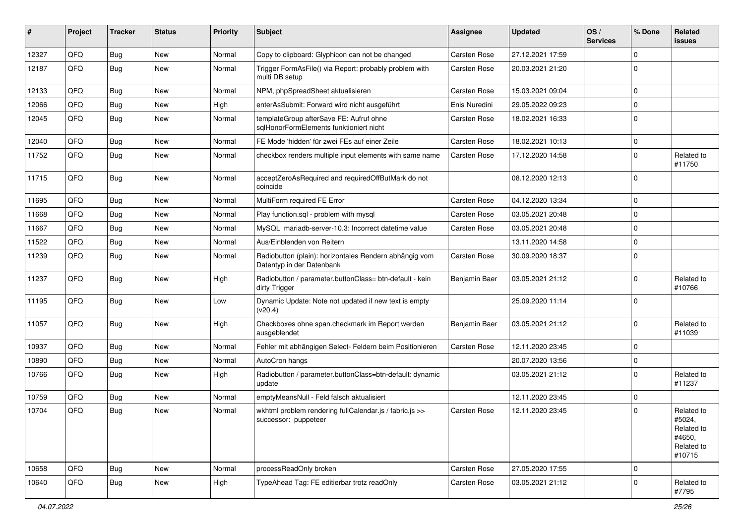| # | Project | Tracker | Status | Priority | Subject | Assignee | Updated | OS / Services | % Done | Related issues |
|---|---|---|---|---|---|---|---|---|---|---|
| 12327 | QFQ | Bug | New | Normal | Copy to clipboard: Glyphicon can not be changed | Carsten Rose | 27.12.2021 17:59 | | 0 | |
| 12187 | QFQ | Bug | New | Normal | Trigger FormAsFile() via Report: probably problem with multi DB setup | Carsten Rose | 20.03.2021 21:20 | | 0 | |
| 12133 | QFQ | Bug | New | Normal | NPM, phpSpreadSheet aktualisieren | Carsten Rose | 15.03.2021 09:04 | | 0 | |
| 12066 | QFQ | Bug | New | High | enterAsSubmit: Forward wird nicht ausgeführt | Enis Nuredini | 29.05.2022 09:23 | | 0 | |
| 12045 | QFQ | Bug | New | Normal | templateGroup afterSave FE: Aufruf ohne sqlHonorFormElements funktioniert nicht | Carsten Rose | 18.02.2021 16:33 | | 0 | |
| 12040 | QFQ | Bug | New | Normal | FE Mode 'hidden' für zwei FEs auf einer Zeile | Carsten Rose | 18.02.2021 10:13 | | 0 | |
| 11752 | QFQ | Bug | New | Normal | checkbox renders multiple input elements with same name | Carsten Rose | 17.12.2020 14:58 | | 0 | Related to #11750 |
| 11715 | QFQ | Bug | New | Normal | acceptZeroAsRequired and requiredOffButMark do not coincide | | 08.12.2020 12:13 | | 0 | |
| 11695 | QFQ | Bug | New | Normal | MultiForm required FE Error | Carsten Rose | 04.12.2020 13:34 | | 0 | |
| 11668 | QFQ | Bug | New | Normal | Play function.sql - problem with mysql | Carsten Rose | 03.05.2021 20:48 | | 0 | |
| 11667 | QFQ | Bug | New | Normal | MySQL mariadb-server-10.3: Incorrect datetime value | Carsten Rose | 03.05.2021 20:48 | | 0 | |
| 11522 | QFQ | Bug | New | Normal | Aus/Einblenden von Reitern | | 13.11.2020 14:58 | | 0 | |
| 11239 | QFQ | Bug | New | Normal | Radiobutton (plain): horizontales Rendern abhängig vom Datentyp in der Datenbank | Carsten Rose | 30.09.2020 18:37 | | 0 | |
| 11237 | QFQ | Bug | New | High | Radiobutton / parameter.buttonClass= btn-default - kein dirty Trigger | Benjamin Baer | 03.05.2021 21:12 | | 0 | Related to #10766 |
| 11195 | QFQ | Bug | New | Low | Dynamic Update: Note not updated if new text is empty (v20.4) | | 25.09.2020 11:14 | | 0 | |
| 11057 | QFQ | Bug | New | High | Checkboxes ohne span.checkmark im Report werden ausgeblendet | Benjamin Baer | 03.05.2021 21:12 | | 0 | Related to #11039 |
| 10937 | QFQ | Bug | New | Normal | Fehler mit abhängigen Select- Feldern beim Positionieren | Carsten Rose | 12.11.2020 23:45 | | 0 | |
| 10890 | QFQ | Bug | New | Normal | AutoCron hangs | | 20.07.2020 13:56 | | 0 | |
| 10766 | QFQ | Bug | New | High | Radiobutton / parameter.buttonClass=btn-default: dynamic update | | 03.05.2021 21:12 | | 0 | Related to #11237 |
| 10759 | QFQ | Bug | New | Normal | emptyMeansNull - Feld falsch aktualisiert | | 12.11.2020 23:45 | | 0 | |
| 10704 | QFQ | Bug | New | Normal | wkhtml problem rendering fullCalendar.js / fabric.js >> successor: puppeteer | Carsten Rose | 12.11.2020 23:45 | | 0 | Related to #5024, Related to #4650, Related to #10715 |
| 10658 | QFQ | Bug | New | Normal | processReadOnly broken | Carsten Rose | 27.05.2020 17:55 | | 0 | |
| 10640 | QFQ | Bug | New | High | TypeAhead Tag: FE editierbar trotz readOnly | Carsten Rose | 03.05.2021 21:12 | | 0 | Related to #7795 |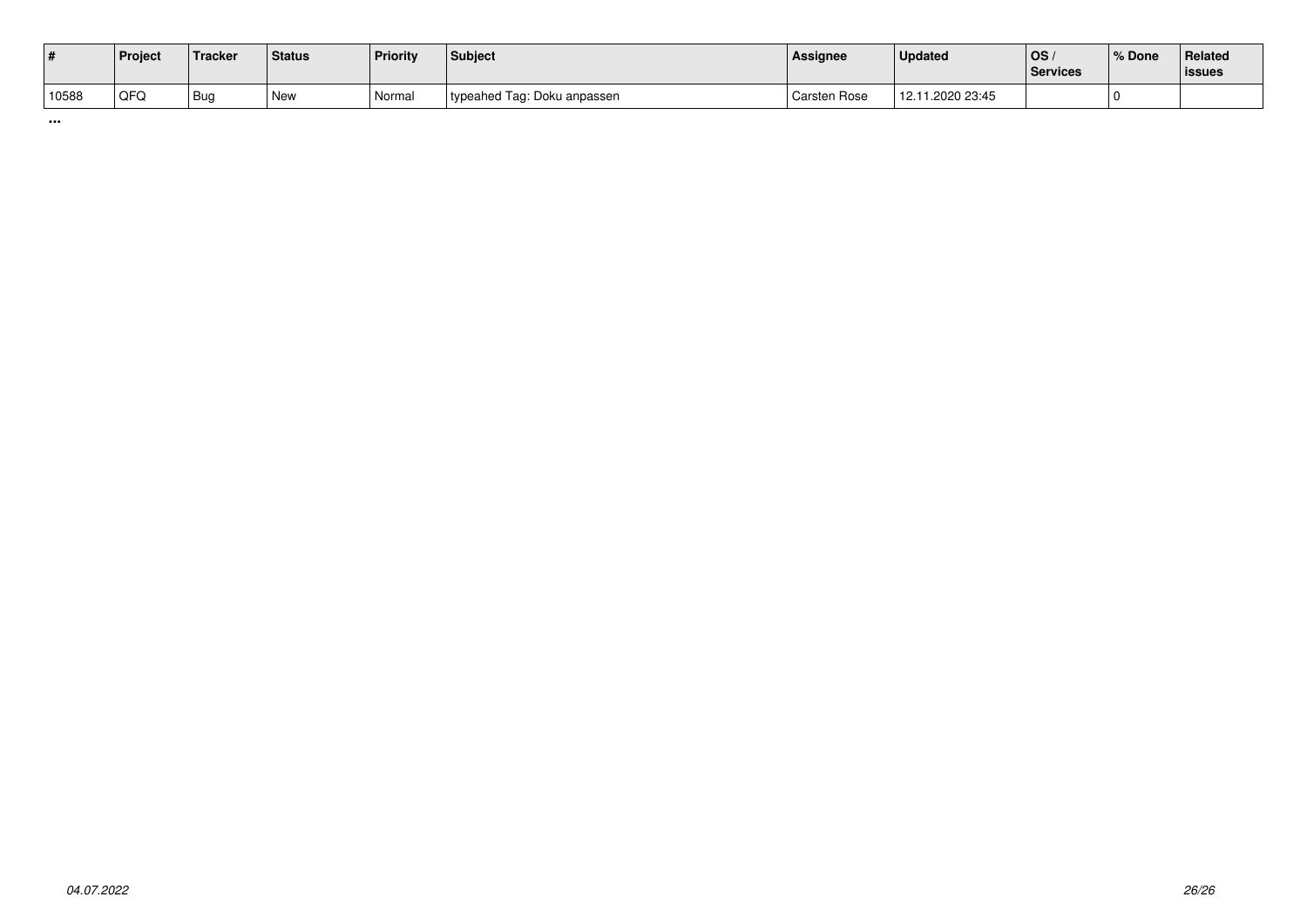| # | Project | Tracker | Status | Priority | Subject | Assignee | Updated | OS / Services | % Done | Related issues |
|---|---|---|---|---|---|---|---|---|---|---|
| 10588 | QFQ | Bug | New | Normal | typeahed Tag: Doku anpassen | Carsten Rose | 12.11.2020 23:45 | | 0 | |

**...**